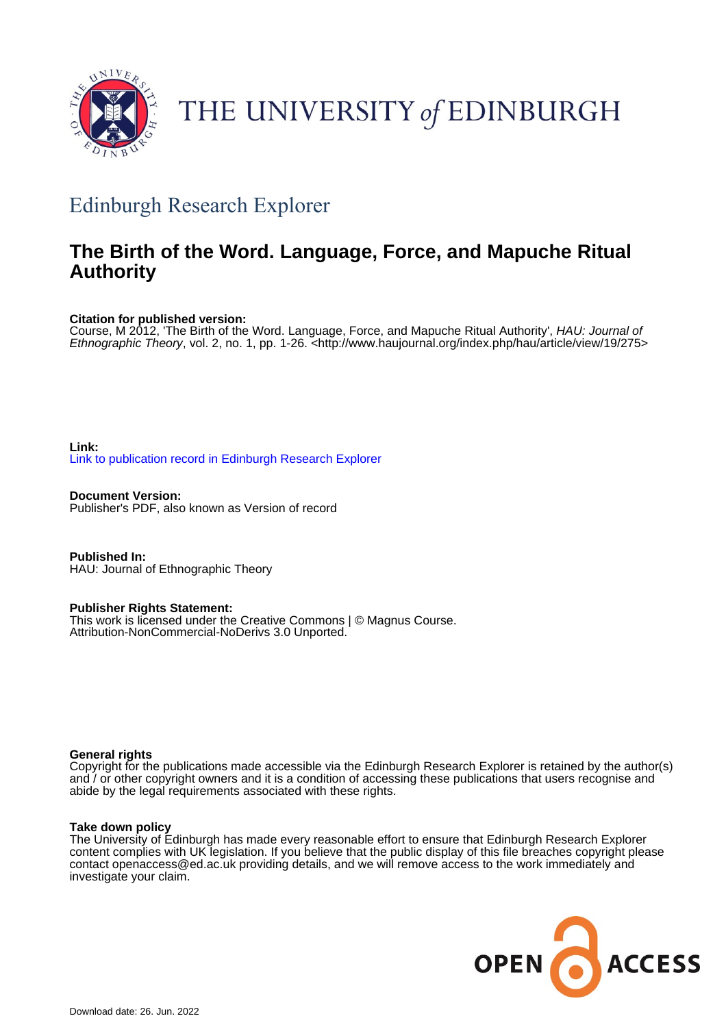THE UNIVERSITY *of* EDINBURGH

## Edinburgh Research Explorer

# The Birth of the Word. Language, Force, and Mapuche Ritual Authority

**Citation for published version:**
Course, M 2012, 'The Birth of the Word. Language, Force, and Mapuche Ritual Authority', *HAU: Journal of Ethnographic Theory*, vol. 2, no. 1, pp. 1-26. <http://www.haujournal.org/index.php/hau/article/view/19/275>

**Link:**
Link to publication record in Edinburgh Research Explorer

**Document Version:**
Publisher's PDF, also known as Version of record

**Published In:**
HAU: Journal of Ethnographic Theory

**Publisher Rights Statement:**
This work is licensed under the Creative Commons | © Magnus Course.
Attribution-NonCommercial-NoDerivs 3.0 Unported.

**General rights**
Copyright for the publications made accessible via the Edinburgh Research Explorer is retained by the author(s) and / or other copyright owners and it is a condition of accessing these publications that users recognise and abide by the legal requirements associated with these rights.

**Take down policy**
The University of Edinburgh has made every reasonable effort to ensure that Edinburgh Research Explorer content complies with UK legislation. If you believe that the public display of this file breaches copyright please contact openaccess@ed.ac.uk providing details, and we will remove access to the work immediately and investigate your claim.

OPEN ACCESS

Download date: 26. Jun. 2022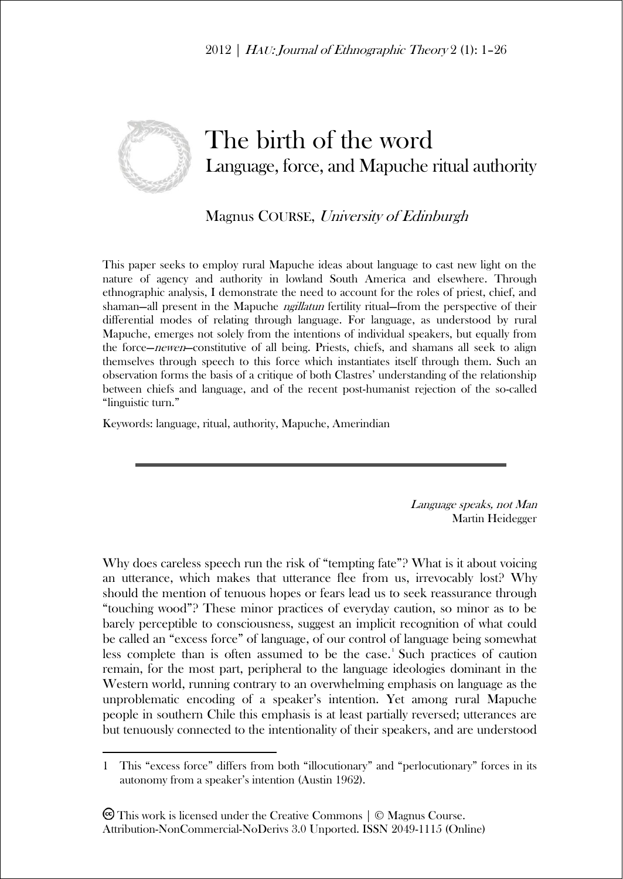# The birth of the word

## Language, force, and Mapuche ritual authority

Magnus COURSE, *University of Edinburgh*

This paper seeks to employ rural Mapuche ideas about language to cast new light on the nature of agency and authority in lowland South America and elsewhere. Through ethnographic analysis, I demonstrate the need to account for the roles of priest, chief, and shaman—all present in the Mapuche *ngillatun* fertility ritual—from the perspective of their differential modes of relating through language. For language, as understood by rural Mapuche, emerges not solely from the intentions of individual speakers, but equally from the force—*newen*—constitutive of all being. Priests, chiefs, and shamans all seek to align themselves through speech to this force which instantiates itself through them. Such an observation forms the basis of a critique of both Clastres' understanding of the relationship between chiefs and language, and of the recent post-humanist rejection of the so-called "linguistic turn."

Keywords: language, ritual, authority, Mapuche, Amerindian

---

*Language speaks, not Man*
Martin Heidegger

Why does careless speech run the risk of "tempting fate"? What is it about voicing an utterance, which makes that utterance flee from us, irrevocably lost? Why should the mention of tenuous hopes or fears lead us to seek reassurance through "touching wood"? These minor practices of everyday caution, so minor as to be barely perceptible to consciousness, suggest an implicit recognition of what could be called an "excess force" of language, of our control of language being somewhat less complete than is often assumed to be the case.[1] Such practices of caution remain, for the most part, peripheral to the language ideologies dominant in the Western world, running contrary to an overwhelming emphasis on language as the unproblematic encoding of a speaker's intention. Yet among rural Mapuche people in southern Chile this emphasis is at least partially reversed; utterances are but tenuously connected to the intentionality of their speakers, and are understood

---

1 This "excess force" differs from both "illocutionary" and "perlocutionary" forces in its autonomy from a speaker's intention (Austin 1962).

This work is licensed under the Creative Commons | © Magnus Course.
Attribution-NonCommercial-NoDerivs 3.0 Unported. ISSN 2049-1115 (Online)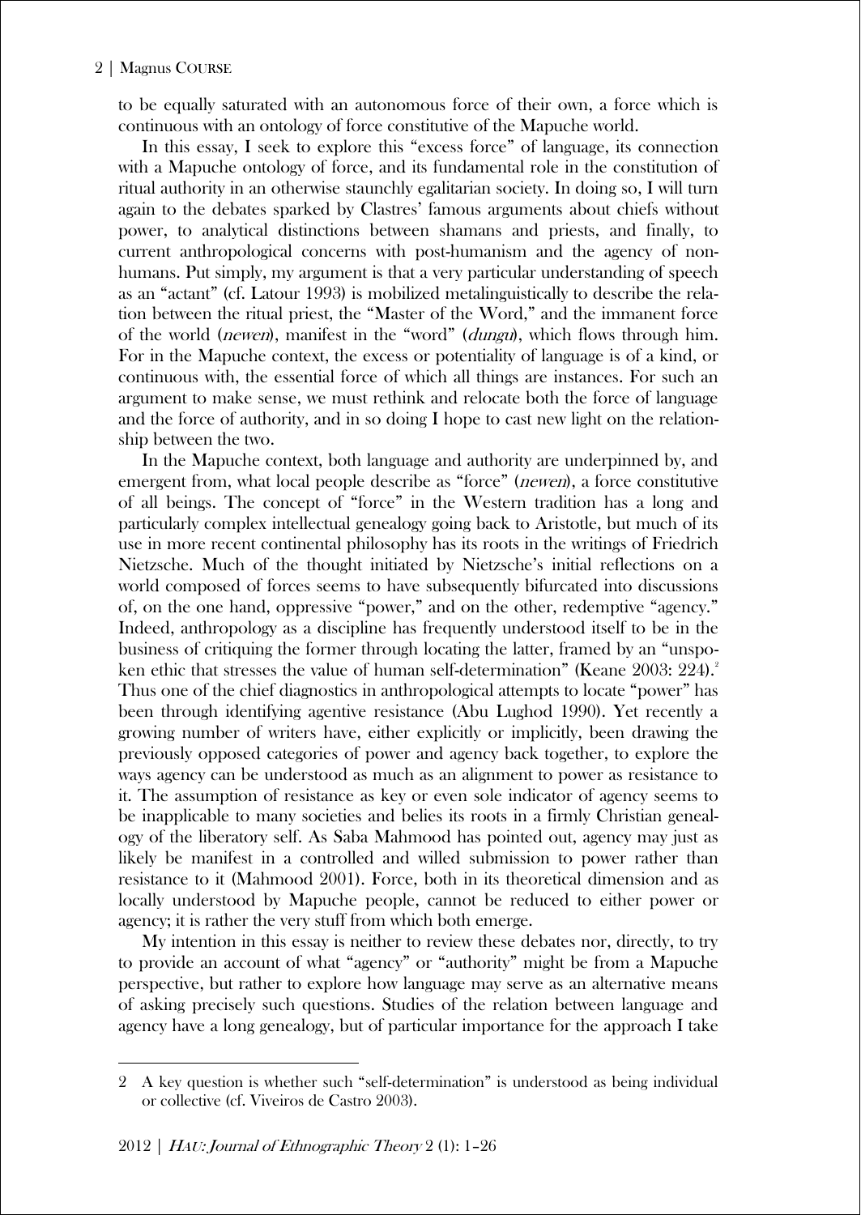to be equally saturated with an autonomous force of their own, a force which is continuous with an ontology of force constitutive of the Mapuche world.

In this essay, I seek to explore this "excess force" of language, its connection with a Mapuche ontology of force, and its fundamental role in the constitution of ritual authority in an otherwise staunchly egalitarian society. In doing so, I will turn again to the debates sparked by Clastres' famous arguments about chiefs without power, to analytical distinctions between shamans and priests, and finally, to current anthropological concerns with post-humanism and the agency of non-humans. Put simply, my argument is that a very particular understanding of speech as an "actant" (cf. Latour 1993) is mobilized metalinguistically to describe the relation between the ritual priest, the "Master of the Word," and the immanent force of the world (*newen*), manifest in the "word" (*dungu*), which flows through him. For in the Mapuche context, the excess or potentiality of language is of a kind, or continuous with, the essential force of which all things are instances. For such an argument to make sense, we must rethink and relocate both the force of language and the force of authority, and in so doing I hope to cast new light on the relationship between the two.

In the Mapuche context, both language and authority are underpinned by, and emergent from, what local people describe as "force" (*newen*), a force constitutive of all beings. The concept of "force" in the Western tradition has a long and particularly complex intellectual genealogy going back to Aristotle, but much of its use in more recent continental philosophy has its roots in the writings of Friedrich Nietzsche. Much of the thought initiated by Nietzsche's initial reflections on a world composed of forces seems to have subsequently bifurcated into discussions of, on the one hand, oppressive "power," and on the other, redemptive "agency." Indeed, anthropology as a discipline has frequently understood itself to be in the business of critiquing the former through locating the latter, framed by an "unspoken ethic that stresses the value of human self-determination" (Keane 2003: 224).[2] Thus one of the chief diagnostics in anthropological attempts to locate "power" has been through identifying agentive resistance (Abu Lughod 1990). Yet recently a growing number of writers have, either explicitly or implicitly, been drawing the previously opposed categories of power and agency back together, to explore the ways agency can be understood as much as an alignment to power as resistance to it. The assumption of resistance as key or even sole indicator of agency seems to be inapplicable to many societies and belies its roots in a firmly Christian genealogy of the liberatory self. As Saba Mahmood has pointed out, agency may just as likely be manifest in a controlled and willed submission to power rather than resistance to it (Mahmood 2001). Force, both in its theoretical dimension and as locally understood by Mapuche people, cannot be reduced to either power or agency; it is rather the very stuff from which both emerge.

My intention in this essay is neither to review these debates nor, directly, to try to provide an account of what "agency" or "authority" might be from a Mapuche perspective, but rather to explore how language may serve as an alternative means of asking precisely such questions. Studies of the relation between language and agency have a long genealogy, but of particular importance for the approach I take

---

2 A key question is whether such "self-determination" is understood as being individual or collective (cf. Viveiros de Castro 2003).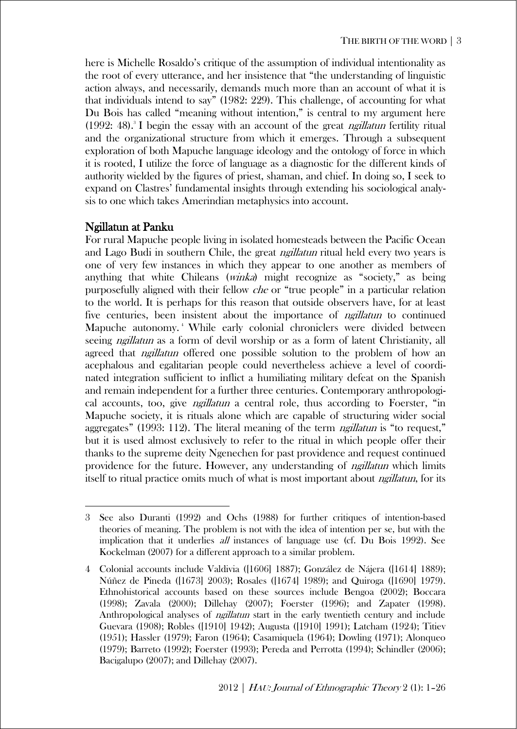here is Michelle Rosaldo's critique of the assumption of individual intentionality as the root of every utterance, and her insistence that "the understanding of linguistic action always, and necessarily, demands much more than an account of what it is that individuals intend to say" (1982: 229). This challenge, of accounting for what Du Bois has called "meaning without intention," is central to my argument here (1992: 48).[3] I begin the essay with an account of the great *ngillatun* fertility ritual and the organizational structure from which it emerges. Through a subsequent exploration of both Mapuche language ideology and the ontology of force in which it is rooted, I utilize the force of language as a diagnostic for the different kinds of authority wielded by the figures of priest, shaman, and chief. In doing so, I seek to expand on Clastres' fundamental insights through extending his sociological analysis to one which takes Amerindian metaphysics into account.

## Ngillatun at Panku

For rural Mapuche people living in isolated homesteads between the Pacific Ocean and Lago Budi in southern Chile, the great *ngillatun* ritual held every two years is one of very few instances in which they appear to one another as members of anything that white Chileans (*winka*) might recognize as "society," as being purposefully aligned with their fellow *che* or "true people" in a particular relation to the world. It is perhaps for this reason that outside observers have, for at least five centuries, been insistent about the importance of *ngillatun* to continued Mapuche autonomy.[4] While early colonial chroniclers were divided between seeing *ngillatun* as a form of devil worship or as a form of latent Christianity, all agreed that *ngillatun* offered one possible solution to the problem of how an acephalous and egalitarian people could nevertheless achieve a level of coordinated integration sufficient to inflict a humiliating military defeat on the Spanish and remain independent for a further three centuries. Contemporary anthropological accounts, too, give *ngillatun* a central role, thus according to Foerster, "in Mapuche society, it is rituals alone which are capable of structuring wider social aggregates" (1993: 112). The literal meaning of the term *ngillatun* is "to request," but it is used almost exclusively to refer to the ritual in which people offer their thanks to the supreme deity Ngenechen for past providence and request continued providence for the future. However, any understanding of *ngillatun* which limits itself to ritual practice omits much of what is most important about *ngillatun*, for its

---

3 See also Duranti (1992) and Ochs (1988) for further critiques of intention-based theories of meaning. The problem is not with the idea of intention per se, but with the implication that it underlies *all* instances of language use (cf. Du Bois 1992). See Kockelman (2007) for a different approach to a similar problem.

4 Colonial accounts include Valdivia ([1606] 1887); González de Nájera ([1614] 1889); Núñez de Pineda ([1673] 2003); Rosales ([1674] 1989); and Quiroga ([1690] 1979). Ethnohistorical accounts based on these sources include Bengoa (2002); Boccara (1998); Zavala (2000); Dillehay (2007); Foerster (1996); and Zapater (1998). Anthropological analyses of *ngillatun* start in the early twentieth century and include Guevara (1908); Robles ([1910] 1942); Augusta ([1910] 1991); Latcham (1924); Titiev (1951); Hassler (1979); Faron (1964); Casamiquela (1964); Dowling (1971); Alonqueo (1979); Barreto (1992); Foerster (1993); Pereda and Perrotta (1994); Schindler (2006); Bacigalupo (2007); and Dillehay (2007).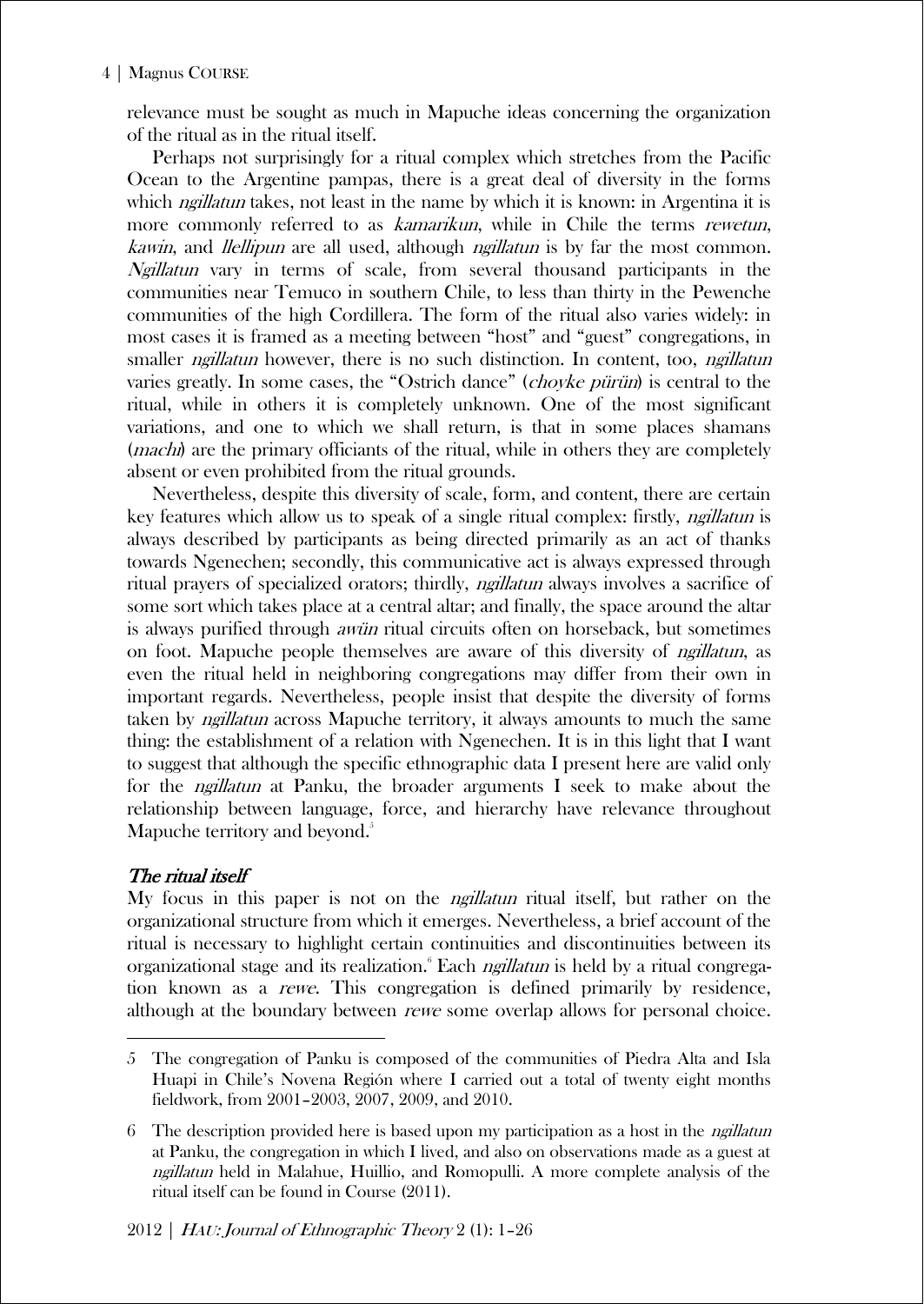relevance must be sought as much in Mapuche ideas concerning the organization of the ritual as in the ritual itself.

Perhaps not surprisingly for a ritual complex which stretches from the Pacific Ocean to the Argentine pampas, there is a great deal of diversity in the forms which *ngillatun* takes, not least in the name by which it is known: in Argentina it is more commonly referred to as *kamarikun*, while in Chile the terms *rewetun*, *kawin*, and *llellipun* are all used, although *ngillatun* is by far the most common. *Ngillatun* vary in terms of scale, from several thousand participants in the communities near Temuco in southern Chile, to less than thirty in the Pewenche communities of the high Cordillera. The form of the ritual also varies widely: in most cases it is framed as a meeting between "host" and "guest" congregations, in smaller *ngillatun* however, there is no such distinction. In content, too, *ngillatun* varies greatly. In some cases, the "Ostrich dance" (*choyke pürün*) is central to the ritual, while in others it is completely unknown. One of the most significant variations, and one to which we shall return, is that in some places shamans (*machi*) are the primary officiants of the ritual, while in others they are completely absent or even prohibited from the ritual grounds.

Nevertheless, despite this diversity of scale, form, and content, there are certain key features which allow us to speak of a single ritual complex: firstly, *ngillatun* is always described by participants as being directed primarily as an act of thanks towards Ngenechen; secondly, this communicative act is always expressed through ritual prayers of specialized orators; thirdly, *ngillatun* always involves a sacrifice of some sort which takes place at a central altar; and finally, the space around the altar is always purified through *awün* ritual circuits often on horseback, but sometimes on foot. Mapuche people themselves are aware of this diversity of *ngillatun*, as even the ritual held in neighboring congregations may differ from their own in important regards. Nevertheless, people insist that despite the diversity of forms taken by *ngillatun* across Mapuche territory, it always amounts to much the same thing: the establishment of a relation with Ngenechen. It is in this light that I want to suggest that although the specific ethnographic data I present here are valid only for the *ngillatun* at Panku, the broader arguments I seek to make about the relationship between language, force, and hierarchy have relevance throughout Mapuche territory and beyond.[5]

## *The ritual itself*

My focus in this paper is not on the *ngillatun* ritual itself, but rather on the organizational structure from which it emerges. Nevertheless, a brief account of the ritual is necessary to highlight certain continuities and discontinuities between its organizational stage and its realization.[6] Each *ngillatun* is held by a ritual congregation known as a *rewe*. This congregation is defined primarily by residence, although at the boundary between *rewe* some overlap allows for personal choice.

---

5 The congregation of Panku is composed of the communities of Piedra Alta and Isla Huapi in Chile's Novena Región where I carried out a total of twenty eight months fieldwork, from 2001–2003, 2007, 2009, and 2010.

6 The description provided here is based upon my participation as a host in the *ngillatun* at Panku, the congregation in which I lived, and also on observations made as a guest at *ngillatun* held in Malahue, Huillio, and Romopulli. A more complete analysis of the ritual itself can be found in Course (2011).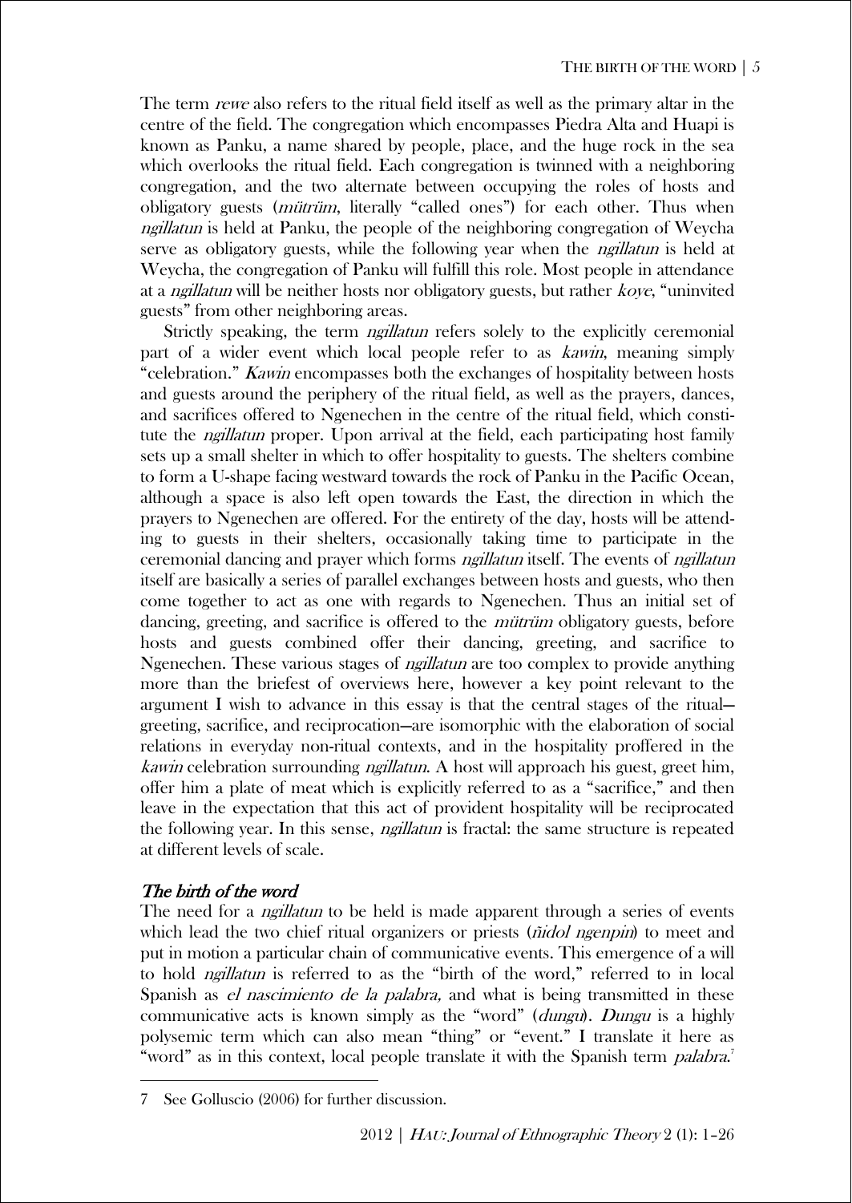The term *rewe* also refers to the ritual field itself as well as the primary altar in the centre of the field. The congregation which encompasses Piedra Alta and Huapi is known as Panku, a name shared by people, place, and the huge rock in the sea which overlooks the ritual field. Each congregation is twinned with a neighboring congregation, and the two alternate between occupying the roles of hosts and obligatory guests (*mütrüm*, literally "called ones") for each other. Thus when *ngillatun* is held at Panku, the people of the neighboring congregation of Weycha serve as obligatory guests, while the following year when the *ngillatun* is held at Weycha, the congregation of Panku will fulfill this role. Most people in attendance at a *ngillatun* will be neither hosts nor obligatory guests, but rather *koye*, "uninvited guests" from other neighboring areas.

Strictly speaking, the term *ngillatun* refers solely to the explicitly ceremonial part of a wider event which local people refer to as *kawin*, meaning simply "celebration." *Kawin* encompasses both the exchanges of hospitality between hosts and guests around the periphery of the ritual field, as well as the prayers, dances, and sacrifices offered to Ngenechen in the centre of the ritual field, which constitute the *ngillatun* proper. Upon arrival at the field, each participating host family sets up a small shelter in which to offer hospitality to guests. The shelters combine to form a U-shape facing westward towards the rock of Panku in the Pacific Ocean, although a space is also left open towards the East, the direction in which the prayers to Ngenechen are offered. For the entirety of the day, hosts will be attending to guests in their shelters, occasionally taking time to participate in the ceremonial dancing and prayer which forms *ngillatun* itself. The events of *ngillatun* itself are basically a series of parallel exchanges between hosts and guests, who then come together to act as one with regards to Ngenechen. Thus an initial set of dancing, greeting, and sacrifice is offered to the *mütrüm* obligatory guests, before hosts and guests combined offer their dancing, greeting, and sacrifice to Ngenechen. These various stages of *ngillatun* are too complex to provide anything more than the briefest of overviews here, however a key point relevant to the argument I wish to advance in this essay is that the central stages of the ritual—greeting, sacrifice, and reciprocation—are isomorphic with the elaboration of social relations in everyday non-ritual contexts, and in the hospitality proffered in the *kawin* celebration surrounding *ngillatun*. A host will approach his guest, greet him, offer him a plate of meat which is explicitly referred to as a "sacrifice," and then leave in the expectation that this act of provident hospitality will be reciprocated the following year. In this sense, *ngillatun* is fractal: the same structure is repeated at different levels of scale.

## *The birth of the word*

The need for a *ngillatun* to be held is made apparent through a series of events which lead the two chief ritual organizers or priests (*ñidol ngenpin*) to meet and put in motion a particular chain of communicative events. This emergence of a will to hold *ngillatun* is referred to as the "birth of the word," referred to in local Spanish as *el nacimiento de la palabra,* and what is being transmitted in these communicative acts is known simply as the "word" (*dungu*). *Dungu* is a highly polysemic term which can also mean "thing" or "event." I translate it here as "word" as in this context, local people translate it with the Spanish term *palabra*.[7]

---

7 See Golluscio (2006) for further discussion.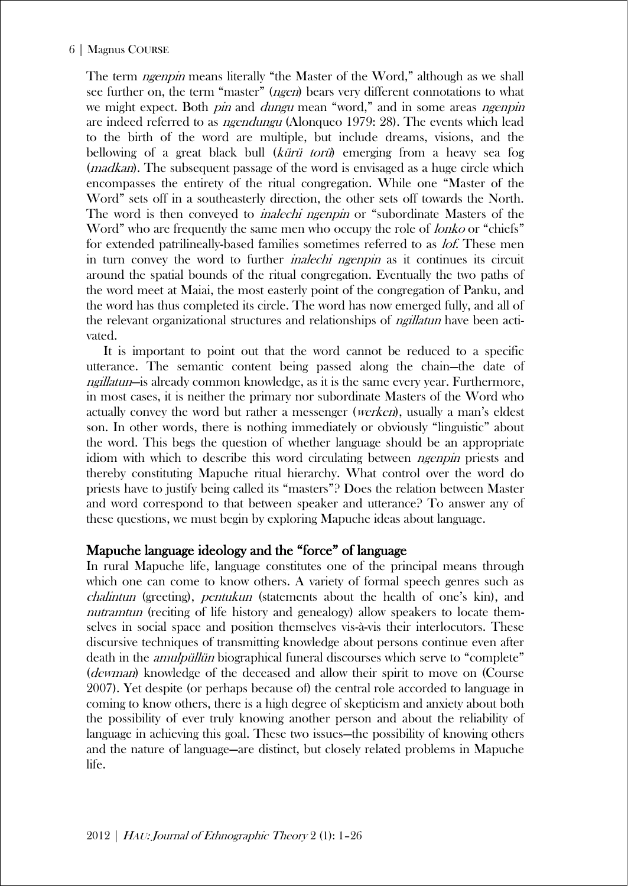The term *ngenpin* means literally "the Master of the Word," although as we shall see further on, the term "master" (*ngen*) bears very different connotations to what we might expect. Both *pin* and *dungu* mean "word," and in some areas *ngenpin* are indeed referred to as *ngendungu* (Alonqueo 1979: 28). The events which lead to the birth of the word are multiple, but include dreams, visions, and the bellowing of a great black bull (*kürü torü*) emerging from a heavy sea fog (*madkan*). The subsequent passage of the word is envisaged as a huge circle which encompasses the entirety of the ritual congregation. While one "Master of the Word" sets off in a southeasterly direction, the other sets off towards the North. The word is then conveyed to *inalechi ngenpin* or "subordinate Masters of the Word" who are frequently the same men who occupy the role of *lonko* or "chiefs" for extended patrilineally-based families sometimes referred to as *lof*. These men in turn convey the word to further *inalechi ngenpin* as it continues its circuit around the spatial bounds of the ritual congregation. Eventually the two paths of the word meet at Maiai, the most easterly point of the congregation of Panku, and the word has thus completed its circle. The word has now emerged fully, and all of the relevant organizational structures and relationships of *ngillatun* have been activated.

It is important to point out that the word cannot be reduced to a specific utterance. The semantic content being passed along the chain—the date of *ngillatun*—is already common knowledge, as it is the same every year. Furthermore, in most cases, it is neither the primary nor subordinate Masters of the Word who actually convey the word but rather a messenger (*werken*), usually a man's eldest son. In other words, there is nothing immediately or obviously "linguistic" about the word. This begs the question of whether language should be an appropriate idiom with which to describe this word circulating between *ngenpin* priests and thereby constituting Mapuche ritual hierarchy. What control over the word do priests have to justify being called its "masters"? Does the relation between Master and word correspond to that between speaker and utterance? To answer any of these questions, we must begin by exploring Mapuche ideas about language.

## Mapuche language ideology and the "force" of language

In rural Mapuche life, language constitutes one of the principal means through which one can come to know others. A variety of formal speech genres such as *chalintun* (greeting), *pentukun* (statements about the health of one's kin), and *nutramtun* (reciting of life history and genealogy) allow speakers to locate themselves in social space and position themselves vis-à-vis their interlocutors. These discursive techniques of transmitting knowledge about persons continue even after death in the *amulpüllün* biographical funeral discourses which serve to "complete" (*dewman*) knowledge of the deceased and allow their spirit to move on (Course 2007). Yet despite (or perhaps because of) the central role accorded to language in coming to know others, there is a high degree of skepticism and anxiety about both the possibility of ever truly knowing another person and about the reliability of language in achieving this goal. These two issues—the possibility of knowing others and the nature of language—are distinct, but closely related problems in Mapuche life.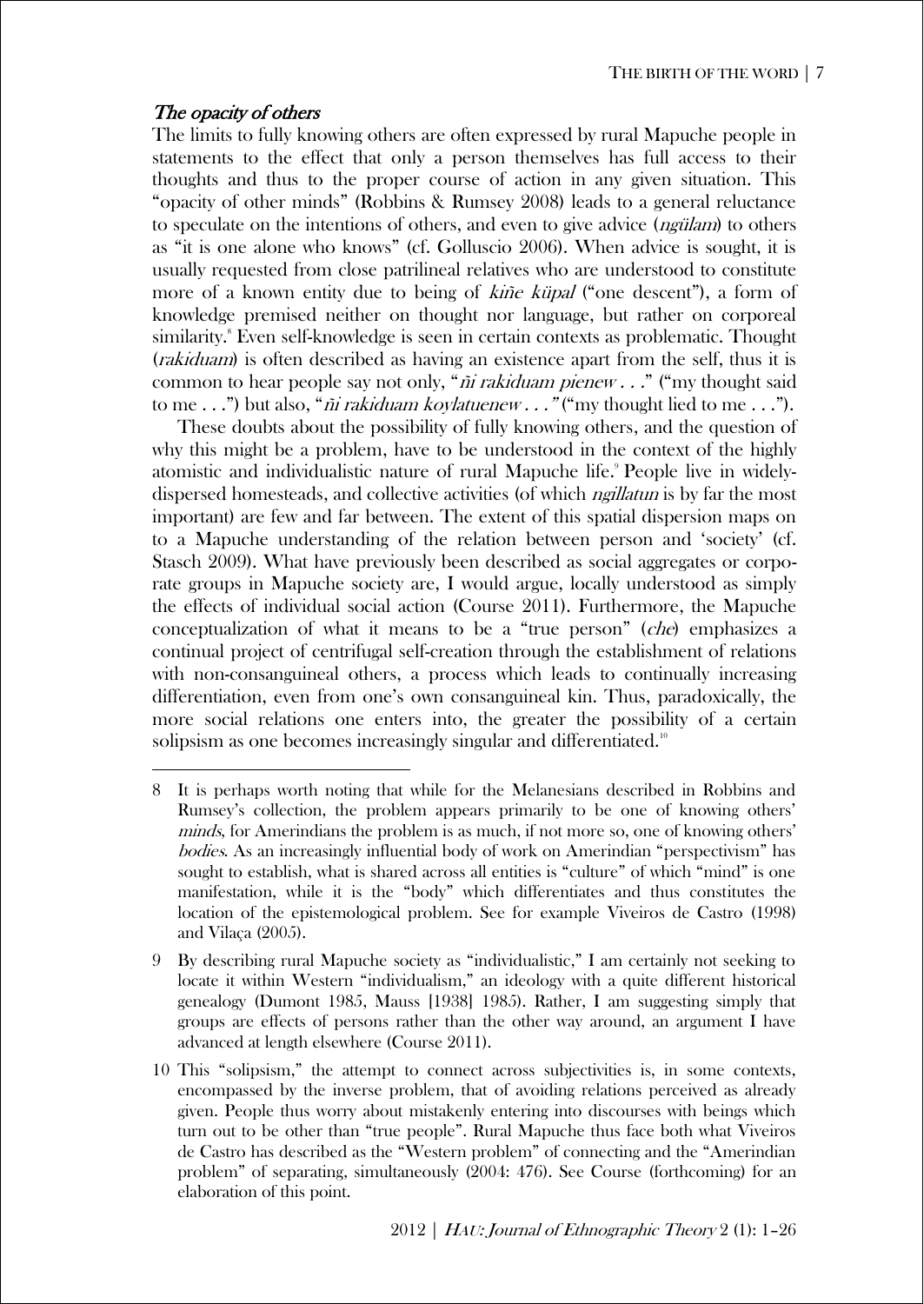### *The opacity of others*

The limits to fully knowing others are often expressed by rural Mapuche people in statements to the effect that only a person themselves has full access to their thoughts and thus to the proper course of action in any given situation. This "opacity of other minds" (Robbins & Rumsey 2008) leads to a general reluctance to speculate on the intentions of others, and even to give advice (*ngülam*) to others as "it is one alone who knows" (cf. Golluscio 2006). When advice is sought, it is usually requested from close patrilineal relatives who are understood to constitute more of a known entity due to being of *kiñe küpal* ("one descent"), a form of knowledge premised neither on thought nor language, but rather on corporeal similarity.[8] Even self-knowledge is seen in certain contexts as problematic. Thought (*rakiduam*) is often described as having an existence apart from the self, thus it is common to hear people say not only, "*ñi rakiduam pienew . . .*" ("my thought said to me . . .") but also, "*ñi rakiduam koylatuenew . . .*" ("my thought lied to me . . .").

These doubts about the possibility of fully knowing others, and the question of why this might be a problem, have to be understood in the context of the highly atomistic and individualistic nature of rural Mapuche life.[9] People live in widely-dispersed homesteads, and collective activities (of which *ngillatun* is by far the most important) are few and far between. The extent of this spatial dispersion maps on to a Mapuche understanding of the relation between person and 'society' (cf. Stasch 2009). What have previously been described as social aggregates or corporate groups in Mapuche society are, I would argue, locally understood as simply the effects of individual social action (Course 2011). Furthermore, the Mapuche conceptualization of what it means to be a "true person" (*che*) emphasizes a continual project of centrifugal self-creation through the establishment of relations with non-consanguineal others, a process which leads to continually increasing differentiation, even from one's own consanguineal kin. Thus, paradoxically, the more social relations one enters into, the greater the possibility of a certain solipsism as one becomes increasingly singular and differentiated.[10]

---

8 It is perhaps worth noting that while for the Melanesians described in Robbins and Rumsey's collection, the problem appears primarily to be one of knowing others' *minds*, for Amerindians the problem is as much, if not more so, one of knowing others' *bodies*. As an increasingly influential body of work on Amerindian "perspectivism" has sought to establish, what is shared across all entities is "culture" of which "mind" is one manifestation, while it is the "body" which differentiates and thus constitutes the location of the epistemological problem. See for example Viveiros de Castro (1998) and Vilaça (2005).

9 By describing rural Mapuche society as "individualistic," I am certainly not seeking to locate it within Western "individualism," an ideology with a quite different historical genealogy (Dumont 1985, Mauss [1938] 1985). Rather, I am suggesting simply that groups are effects of persons rather than the other way around, an argument I have advanced at length elsewhere (Course 2011).

10 This "solipsism," the attempt to connect across subjectivities is, in some contexts, encompassed by the inverse problem, that of avoiding relations perceived as already given. People thus worry about mistakenly entering into discourses with beings which turn out to be other than "true people". Rural Mapuche thus face both what Viveiros de Castro has described as the "Western problem" of connecting and the "Amerindian problem" of separating, simultaneously (2004: 476). See Course (forthcoming) for an elaboration of this point.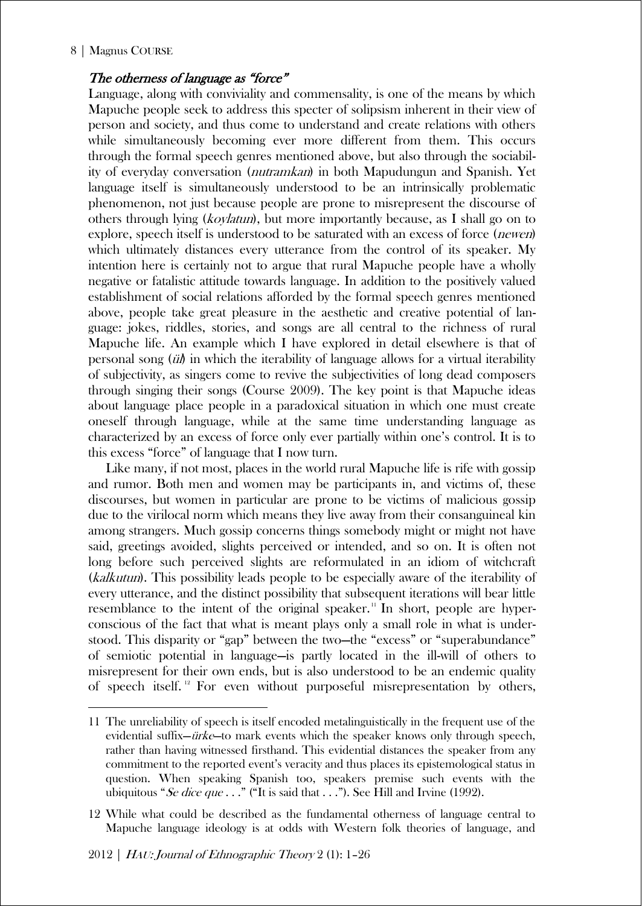### *The otherness of language as "force"*

Language, along with conviviality and commensality, is one of the means by which Mapuche people seek to address this specter of solipsism inherent in their view of person and society, and thus come to understand and create relations with others while simultaneously becoming ever more different from them. This occurs through the formal speech genres mentioned above, but also through the sociability of everyday conversation (*nutramkan*) in both Mapudungun and Spanish. Yet language itself is simultaneously understood to be an intrinsically problematic phenomenon, not just because people are prone to misrepresent the discourse of others through lying (*koylatun*), but more importantly because, as I shall go on to explore, speech itself is understood to be saturated with an excess of force (*newen*) which ultimately distances every utterance from the control of its speaker. My intention here is certainly not to argue that rural Mapuche people have a wholly negative or fatalistic attitude towards language. In addition to the positively valued establishment of social relations afforded by the formal speech genres mentioned above, people take great pleasure in the aesthetic and creative potential of language: jokes, riddles, stories, and songs are all central to the richness of rural Mapuche life. An example which I have explored in detail elsewhere is that of personal song (*ül*) in which the iterability of language allows for a virtual iterability of subjectivity, as singers come to revive the subjectivities of long dead composers through singing their songs (Course 2009). The key point is that Mapuche ideas about language place people in a paradoxical situation in which one must create oneself through language, while at the same time understanding language as characterized by an excess of force only ever partially within one's control. It is to this excess "force" of language that I now turn.

Like many, if not most, places in the world rural Mapuche life is rife with gossip and rumor. Both men and women may be participants in, and victims of, these discourses, but women in particular are prone to be victims of malicious gossip due to the virilocal norm which means they live away from their consanguineal kin among strangers. Much gossip concerns things somebody might or might not have said, greetings avoided, slights perceived or intended, and so on. It is often not long before such perceived slights are reformulated in an idiom of witchcraft (*kalkutun*). This possibility leads people to be especially aware of the iterability of every utterance, and the distinct possibility that subsequent iterations will bear little resemblance to the intent of the original speaker.[11] In short, people are hyperconscious of the fact that what is meant plays only a small role in what is understood. This disparity or "gap" between the two—the "excess" or "superabundance" of semiotic potential in language—is partly located in the ill-will of others to misrepresent for their own ends, but is also understood to be an endemic quality of speech itself.[12] For even without purposeful misrepresentation by others,

---

11 The unreliability of speech is itself encoded metalinguistically in the frequent use of the evidential suffix—*ürke*—to mark events which the speaker knows only through speech, rather than having witnessed firsthand. This evidential distances the speaker from any commitment to the reported event's veracity and thus places its epistemological status in question. When speaking Spanish too, speakers premise such events with the ubiquitous "*Se dice que* . . ." ("It is said that . . ."). See Hill and Irvine (1992).

12 While what could be described as the fundamental otherness of language central to Mapuche language ideology is at odds with Western folk theories of language, and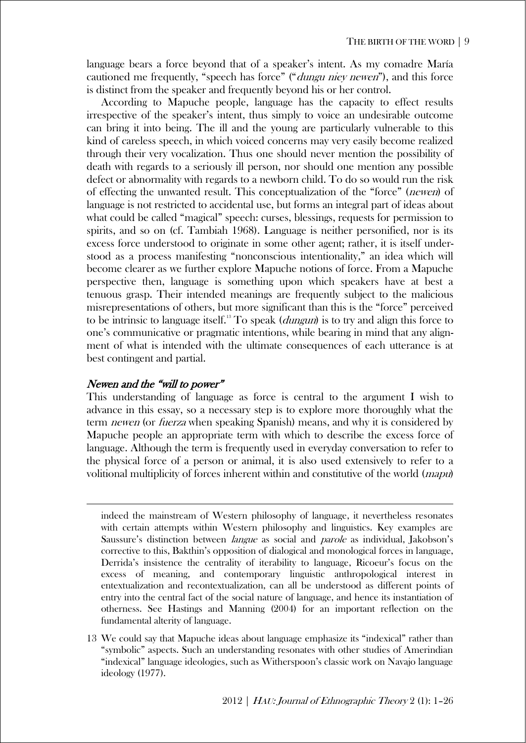language bears a force beyond that of a speaker's intent. As my comadre María cautioned me frequently, "speech has force" ("*dungu niey newen*"), and this force is distinct from the speaker and frequently beyond his or her control.

According to Mapuche people, language has the capacity to effect results irrespective of the speaker's intent, thus simply to voice an undesirable outcome can bring it into being. The ill and the young are particularly vulnerable to this kind of careless speech, in which voiced concerns may very easily become realized through their very vocalization. Thus one should never mention the possibility of death with regards to a seriously ill person, nor should one mention any possible defect or abnormality with regards to a newborn child. To do so would run the risk of effecting the unwanted result. This conceptualization of the "force" (*newen*) of language is not restricted to accidental use, but forms an integral part of ideas about what could be called "magical" speech: curses, blessings, requests for permission to spirits, and so on (cf. Tambiah 1968). Language is neither personified, nor is its excess force understood to originate in some other agent; rather, it is itself understood as a process manifesting "nonconscious intentionality," an idea which will become clearer as we further explore Mapuche notions of force. From a Mapuche perspective then, language is something upon which speakers have at best a tenuous grasp. Their intended meanings are frequently subject to the malicious misrepresentations of others, but more significant than this is the "force" perceived to be intrinsic to language itself.[13] To speak (*dungun*) is to try and align this force to one's communicative or pragmatic intentions, while bearing in mind that any alignment of what is intended with the ultimate consequences of each utterance is at best contingent and partial.

### *Newen and the "will to power"*

This understanding of language as force is central to the argument I wish to advance in this essay, so a necessary step is to explore more thoroughly what the term *newen* (or *fuerza* when speaking Spanish) means, and why it is considered by Mapuche people an appropriate term with which to describe the excess force of language. Although the term is frequently used in everyday conversation to refer to the physical force of a person or animal, it is also used extensively to refer to a volitional multiplicity of forces inherent within and constitutive of the world (*mapu*)

---

indeed the mainstream of Western philosophy of language, it nevertheless resonates with certain attempts within Western philosophy and linguistics. Key examples are Saussure's distinction between *langue* as social and *parole* as individual, Jakobson's corrective to this, Bakthin's opposition of dialogical and monological forces in language, Derrida's insistence the centrality of iterability to language, Ricoeur's focus on the excess of meaning, and contemporary linguistic anthropological interest in entextualization and recontextualization, can all be understood as different points of entry into the central fact of the social nature of language, and hence its instantiation of otherness. See Hastings and Manning (2004) for an important reflection on the fundamental alterity of language.

13 We could say that Mapuche ideas about language emphasize its "indexical" rather than "symbolic" aspects. Such an understanding resonates with other studies of Amerindian "indexical" language ideologies, such as Witherspoon's classic work on Navajo language ideology (1977).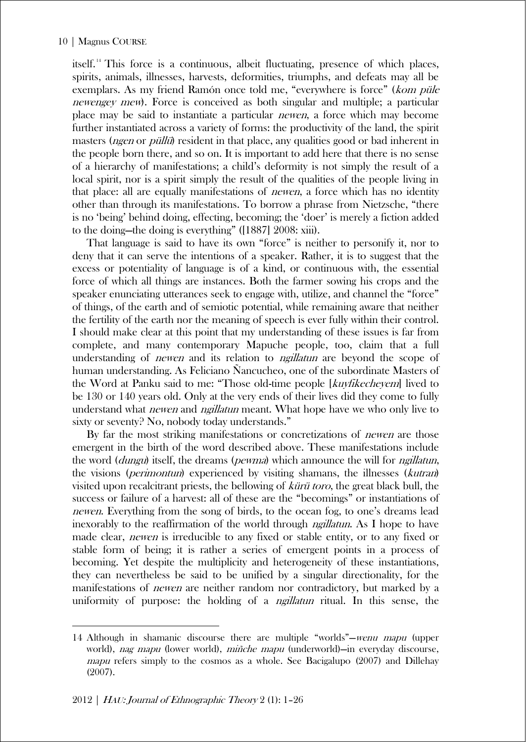itself.[14] This force is a continuous, albeit fluctuating, presence of which places, spirits, animals, illnesses, harvests, deformities, triumphs, and defeats may all be exemplars. As my friend Ramón once told me, "everywhere is force" (*kom püle newengey mew*). Force is conceived as both singular and multiple; a particular place may be said to instantiate a particular *newen*, a force which may become further instantiated across a variety of forms: the productivity of the land, the spirit masters (*ngen* or *püllü*) resident in that place, any qualities good or bad inherent in the people born there, and so on. It is important to add here that there is no sense of a hierarchy of manifestations; a child's deformity is not simply the result of a local spirit, nor is a spirit simply the result of the qualities of the people living in that place: all are equally manifestations of *newen*, a force which has no identity other than through its manifestations. To borrow a phrase from Nietzsche, "there is no 'being' behind doing, effecting, becoming; the 'doer' is merely a fiction added to the doing—the doing is everything" ([1887] 2008: xiii).

That language is said to have its own "force" is neither to personify it, nor to deny that it can serve the intentions of a speaker. Rather, it is to suggest that the excess or potentiality of language is of a kind, or continuous with, the essential force of which all things are instances. Both the farmer sowing his crops and the speaker enunciating utterances seek to engage with, utilize, and channel the "force" of things, of the earth and of semiotic potential, while remaining aware that neither the fertility of the earth nor the meaning of speech is ever fully within their control. I should make clear at this point that my understanding of these issues is far from complete, and many contemporary Mapuche people, too, claim that a full understanding of *newen* and its relation to *ngillatun* are beyond the scope of human understanding. As Feliciano Ñancucheo, one of the subordinate Masters of the Word at Panku said to me: "Those old-time people [*kuyfikecheyem*] lived to be 130 or 140 years old. Only at the very ends of their lives did they come to fully understand what *newen* and *ngillatun* meant. What hope have we who only live to sixty or seventy? No, nobody today understands."

By far the most striking manifestations or concretizations of *newen* are those emergent in the birth of the word described above. These manifestations include the word (*dungu*) itself, the dreams (*pewma*) which announce the will for *ngillatun*, the visions (*perimontun*) experienced by visiting shamans, the illnesses (*kutran*) visited upon recalcitrant priests, the bellowing of *kürü toro*, the great black bull, the success or failure of a harvest: all of these are the "becomings" or instantiations of *newen*. Everything from the song of birds, to the ocean fog, to one's dreams lead inexorably to the reaffirmation of the world through *ngillatun*. As I hope to have made clear, *newen* is irreducible to any fixed or stable entity, or to any fixed or stable form of being; it is rather a series of emergent points in a process of becoming. Yet despite the multiplicity and heterogeneity of these instantiations, they can nevertheless be said to be unified by a singular directionality, for the manifestations of *newen* are neither random nor contradictory, but marked by a uniformity of purpose: the holding of a *ngillatun* ritual. In this sense, the

---

14 Although in shamanic discourse there are multiple "worlds"—*wenu mapu* (upper world), *nag mapu* (lower world), *miñche mapu* (underworld)—in everyday discourse, *mapu* refers simply to the cosmos as a whole. See Bacigalupo (2007) and Dillehay (2007).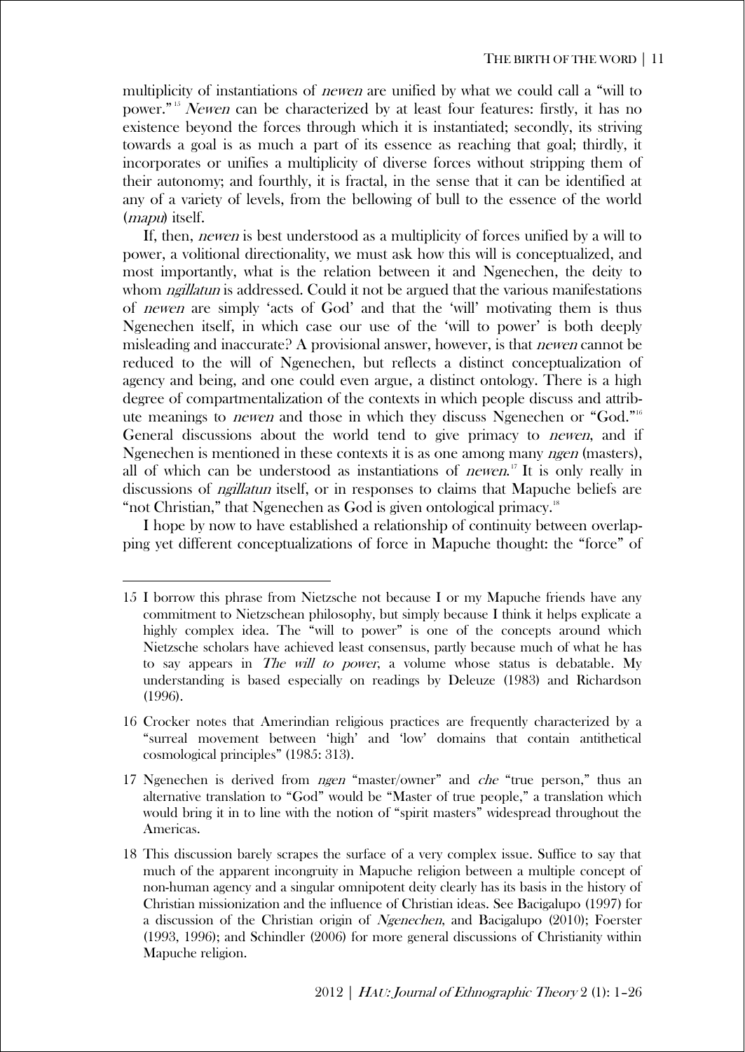multiplicity of instantiations of *newen* are unified by what we could call a "will to power."[15] *Newen* can be characterized by at least four features: firstly, it has no existence beyond the forces through which it is instantiated; secondly, its striving towards a goal is as much a part of its essence as reaching that goal; thirdly, it incorporates or unifies a multiplicity of diverse forces without stripping them of their autonomy; and fourthly, it is fractal, in the sense that it can be identified at any of a variety of levels, from the bellowing of bull to the essence of the world (*mapu*) itself.

If, then, *newen* is best understood as a multiplicity of forces unified by a will to power, a volitional directionality, we must ask how this will is conceptualized, and most importantly, what is the relation between it and Ngenechen, the deity to whom *ngillatun* is addressed. Could it not be argued that the various manifestations of *newen* are simply 'acts of God' and that the 'will' motivating them is thus Ngenechen itself, in which case our use of the 'will to power' is both deeply misleading and inaccurate? A provisional answer, however, is that *newen* cannot be reduced to the will of Ngenechen, but reflects a distinct conceptualization of agency and being, and one could even argue, a distinct ontology. There is a high degree of compartmentalization of the contexts in which people discuss and attribute meanings to *newen* and those in which they discuss Ngenechen or "God."[16] General discussions about the world tend to give primacy to *newen*, and if Ngenechen is mentioned in these contexts it is as one among many *ngen* (masters), all of which can be understood as instantiations of *newen*.[17] It is only really in discussions of *ngillatun* itself, or in responses to claims that Mapuche beliefs are "not Christian," that Ngenechen as God is given ontological primacy.[18]

I hope by now to have established a relationship of continuity between overlapping yet different conceptualizations of force in Mapuche thought: the "force" of

---

15 I borrow this phrase from Nietzsche not because I or my Mapuche friends have any commitment to Nietzschean philosophy, but simply because I think it helps explicate a highly complex idea. The "will to power" is one of the concepts around which Nietzsche scholars have achieved least consensus, partly because much of what he has to say appears in *The will to power*, a volume whose status is debatable. My understanding is based especially on readings by Deleuze (1983) and Richardson (1996).

16 Crocker notes that Amerindian religious practices are frequently characterized by a "surreal movement between 'high' and 'low' domains that contain antithetical cosmological principles" (1985: 313).

17 Ngenechen is derived from *ngen* "master/owner" and *che* "true person," thus an alternative translation to "God" would be "Master of true people," a translation which would bring it in to line with the notion of "spirit masters" widespread throughout the Americas.

18 This discussion barely scrapes the surface of a very complex issue. Suffice to say that much of the apparent incongruity in Mapuche religion between a multiple concept of non-human agency and a singular omnipotent deity clearly has its basis in the history of Christian missionization and the influence of Christian ideas. See Bacigalupo (1997) for a discussion of the Christian origin of *Ngenechen*, and Bacigalupo (2010); Foerster (1993, 1996); and Schindler (2006) for more general discussions of Christianity within Mapuche religion.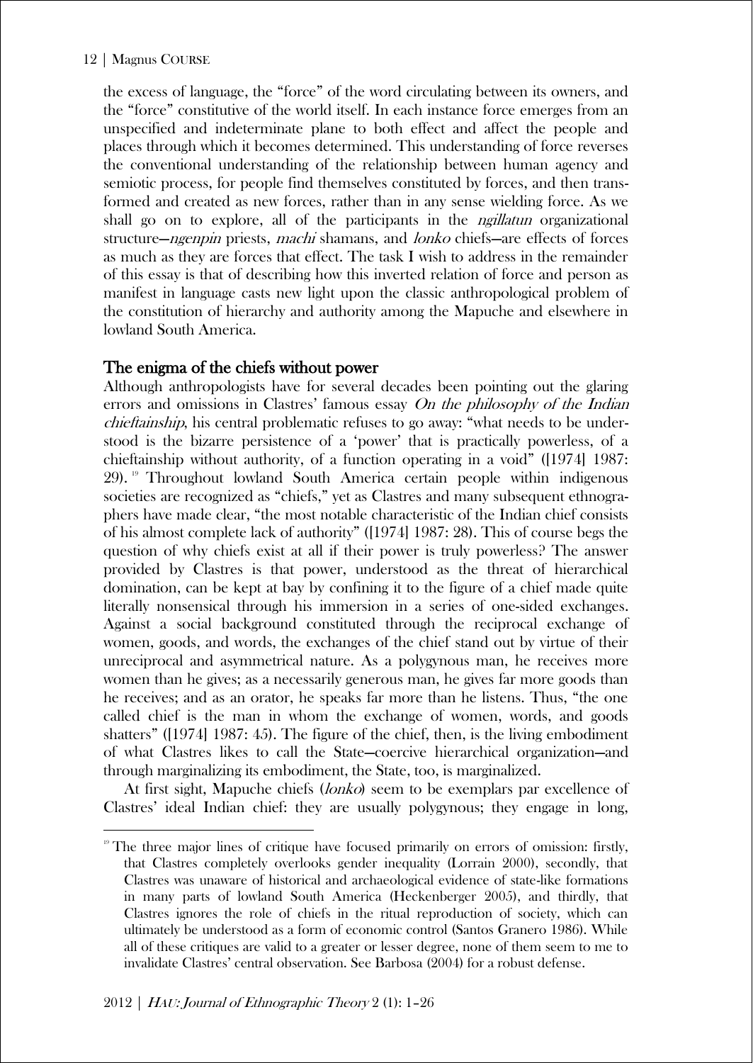the excess of language, the "force" of the word circulating between its owners, and the "force" constitutive of the world itself. In each instance force emerges from an unspecified and indeterminate plane to both effect and affect the people and places through which it becomes determined. This understanding of force reverses the conventional understanding of the relationship between human agency and semiotic process, for people find themselves constituted by forces, and then transformed and created as new forces, rather than in any sense wielding force. As we shall go on to explore, all of the participants in the *ngillatun* organizational structure—*ngenpin* priests, *machi* shamans, and *lonko* chiefs—are effects of forces as much as they are forces that effect. The task I wish to address in the remainder of this essay is that of describing how this inverted relation of force and person as manifest in language casts new light upon the classic anthropological problem of the constitution of hierarchy and authority among the Mapuche and elsewhere in lowland South America.

## The enigma of the chiefs without power

Although anthropologists have for several decades been pointing out the glaring errors and omissions in Clastres' famous essay *On the philosophy of the Indian chieftainship*, his central problematic refuses to go away: "what needs to be understood is the bizarre persistence of a 'power' that is practically powerless, of a chieftainship without authority, of a function operating in a void" ([1974] 1987: 29).[19] Throughout lowland South America certain people within indigenous societies are recognized as "chiefs," yet as Clastres and many subsequent ethnographers have made clear, "the most notable characteristic of the Indian chief consists of his almost complete lack of authority" ([1974] 1987: 28). This of course begs the question of why chiefs exist at all if their power is truly powerless? The answer provided by Clastres is that power, understood as the threat of hierarchical domination, can be kept at bay by confining it to the figure of a chief made quite literally nonsensical through his immersion in a series of one-sided exchanges. Against a social background constituted through the reciprocal exchange of women, goods, and words, the exchanges of the chief stand out by virtue of their unreciprocal and asymmetrical nature. As a polygynous man, he receives more women than he gives; as a necessarily generous man, he gives far more goods than he receives; and as an orator, he speaks far more than he listens. Thus, "the one called chief is the man in whom the exchange of women, words, and goods shatters" ([1974] 1987: 45). The figure of the chief, then, is the living embodiment of what Clastres likes to call the State—coercive hierarchical organization—and through marginalizing its embodiment, the State, too, is marginalized.

At first sight, Mapuche chiefs (*lonko*) seem to be exemplars par excellence of Clastres' ideal Indian chief: they are usually polygynous; they engage in long,

[19] The three major lines of critique have focused primarily on errors of omission: firstly, that Clastres completely overlooks gender inequality (Lorrain 2000), secondly, that Clastres was unaware of historical and archaeological evidence of state-like formations in many parts of lowland South America (Heckenberger 2005), and thirdly, that Clastres ignores the role of chiefs in the ritual reproduction of society, which can ultimately be understood as a form of economic control (Santos Granero 1986). While all of these critiques are valid to a greater or lesser degree, none of them seem to me to invalidate Clastres' central observation. See Barbosa (2004) for a robust defense.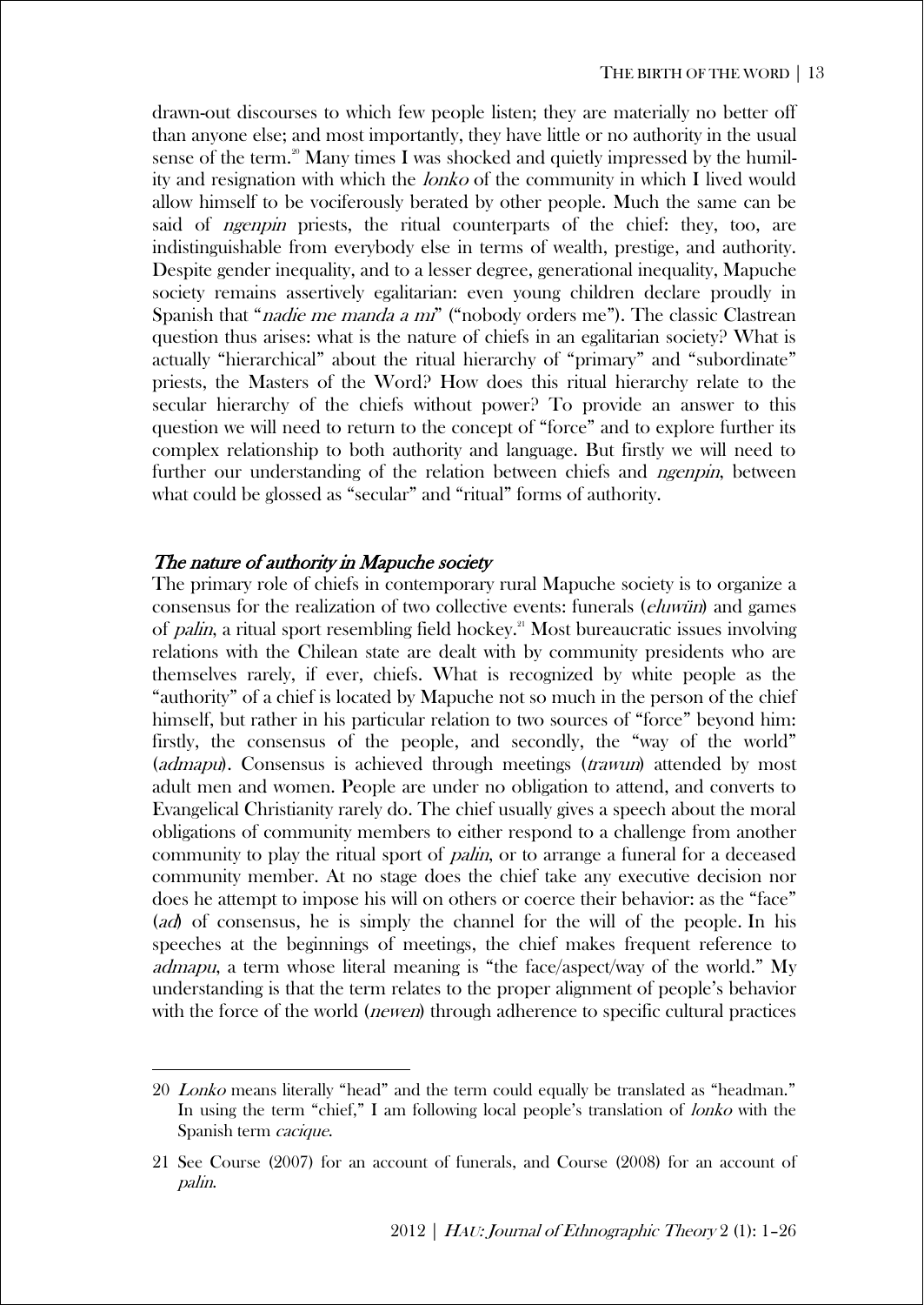drawn-out discourses to which few people listen; they are materially no better off than anyone else; and most importantly, they have little or no authority in the usual sense of the term.[20] Many times I was shocked and quietly impressed by the humility and resignation with which the *lonko* of the community in which I lived would allow himself to be vociferously berated by other people. Much the same can be said of *ngenpin* priests, the ritual counterparts of the chief: they, too, are indistinguishable from everybody else in terms of wealth, prestige, and authority. Despite gender inequality, and to a lesser degree, generational inequality, Mapuche society remains assertively egalitarian: even young children declare proudly in Spanish that "*nadie me manda a mi*" ("nobody orders me"). The classic Clastrean question thus arises: what is the nature of chiefs in an egalitarian society? What is actually "hierarchical" about the ritual hierarchy of "primary" and "subordinate" priests, the Masters of the Word? How does this ritual hierarchy relate to the secular hierarchy of the chiefs without power? To provide an answer to this question we will need to return to the concept of "force" and to explore further its complex relationship to both authority and language. But firstly we will need to further our understanding of the relation between chiefs and *ngenpin*, between what could be glossed as "secular" and "ritual" forms of authority.

## *The nature of authority in Mapuche society*

The primary role of chiefs in contemporary rural Mapuche society is to organize a consensus for the realization of two collective events: funerals (*eluwün*) and games of *palin*, a ritual sport resembling field hockey.[21] Most bureaucratic issues involving relations with the Chilean state are dealt with by community presidents who are themselves rarely, if ever, chiefs. What is recognized by white people as the "authority" of a chief is located by Mapuche not so much in the person of the chief himself, but rather in his particular relation to two sources of "force" beyond him: firstly, the consensus of the people, and secondly, the "way of the world" (*admapu*). Consensus is achieved through meetings (*trawun*) attended by most adult men and women. People are under no obligation to attend, and converts to Evangelical Christianity rarely do. The chief usually gives a speech about the moral obligations of community members to either respond to a challenge from another community to play the ritual sport of *palin*, or to arrange a funeral for a deceased community member. At no stage does the chief take any executive decision nor does he attempt to impose his will on others or coerce their behavior: as the "face" (*ad*) of consensus, he is simply the channel for the will of the people. In his speeches at the beginnings of meetings, the chief makes frequent reference to *admapu*, a term whose literal meaning is "the face/aspect/way of the world." My understanding is that the term relates to the proper alignment of people's behavior with the force of the world (*newen*) through adherence to specific cultural practices

---

20 *Lonko* means literally "head" and the term could equally be translated as "headman." In using the term "chief," I am following local people's translation of *lonko* with the Spanish term *cacique*.

21 See Course (2007) for an account of funerals, and Course (2008) for an account of *palin*.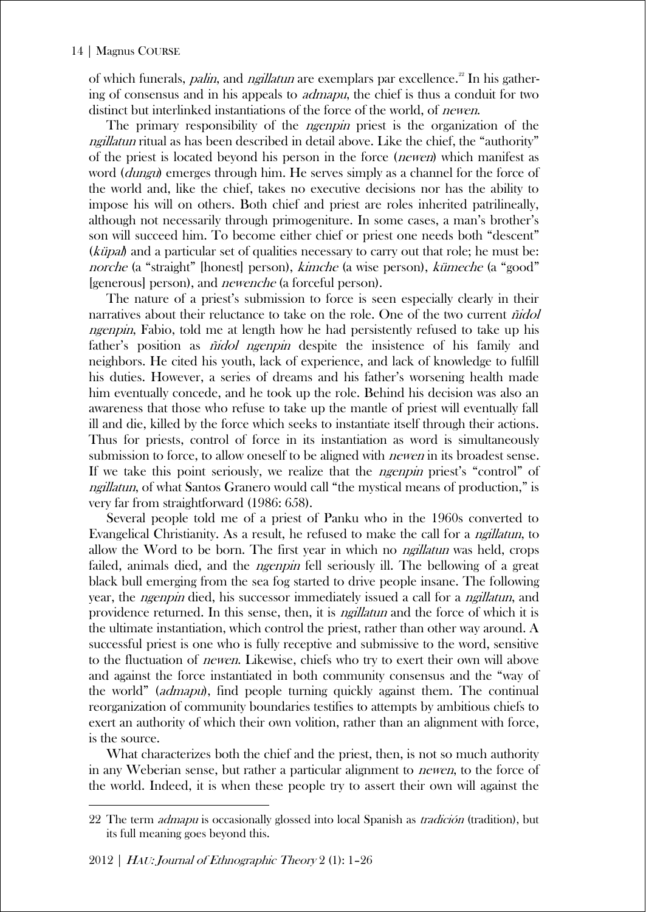of which funerals, *palin*, and *ngillatun* are exemplars par excellence.[22] In his gathering of consensus and in his appeals to *admapu*, the chief is thus a conduit for two distinct but interlinked instantiations of the force of the world, of *newen*.

The primary responsibility of the *ngenpin* priest is the organization of the *ngillatun* ritual as has been described in detail above. Like the chief, the "authority" of the priest is located beyond his person in the force (*newen*) which manifest as word (*dungu*) emerges through him. He serves simply as a channel for the force of the world and, like the chief, takes no executive decisions nor has the ability to impose his will on others. Both chief and priest are roles inherited patrilineally, although not necessarily through primogeniture. In some cases, a man's brother's son will succeed him. To become either chief or priest one needs both "descent" (*küpal*) and a particular set of qualities necessary to carry out that role; he must be: *norche* (a "straight" [honest] person), *kimche* (a wise person), *kümeche* (a "good" [generous] person), and *newenche* (a forceful person).

The nature of a priest's submission to force is seen especially clearly in their narratives about their reluctance to take on the role. One of the two current *ñidol ngenpin*, Fabio, told me at length how he had persistently refused to take up his father's position as *ñidol ngenpin* despite the insistence of his family and neighbors. He cited his youth, lack of experience, and lack of knowledge to fulfill his duties. However, a series of dreams and his father's worsening health made him eventually concede, and he took up the role. Behind his decision was also an awareness that those who refuse to take up the mantle of priest will eventually fall ill and die, killed by the force which seeks to instantiate itself through their actions. Thus for priests, control of force in its instantiation as word is simultaneously submission to force, to allow oneself to be aligned with *newen* in its broadest sense. If we take this point seriously, we realize that the *ngenpin* priest's "control" of *ngillatun*, of what Santos Granero would call "the mystical means of production," is very far from straightforward (1986: 658).

Several people told me of a priest of Panku who in the 1960s converted to Evangelical Christianity. As a result, he refused to make the call for a *ngillatun*, to allow the Word to be born. The first year in which no *ngillatun* was held, crops failed, animals died, and the *ngenpin* fell seriously ill. The bellowing of a great black bull emerging from the sea fog started to drive people insane. The following year, the *ngenpin* died, his successor immediately issued a call for a *ngillatun*, and providence returned. In this sense, then, it is *ngillatun* and the force of which it is the ultimate instantiation, which control the priest, rather than other way around. A successful priest is one who is fully receptive and submissive to the word, sensitive to the fluctuation of *newen*. Likewise, chiefs who try to exert their own will above and against the force instantiated in both community consensus and the "way of the world" (*admapu*), find people turning quickly against them. The continual reorganization of community boundaries testifies to attempts by ambitious chiefs to exert an authority of which their own volition, rather than an alignment with force, is the source.

What characterizes both the chief and the priest, then, is not so much authority in any Weberian sense, but rather a particular alignment to *newen*, to the force of the world. Indeed, it is when these people try to assert their own will against the

22 The term *admapu* is occasionally glossed into local Spanish as *tradición* (tradition), but its full meaning goes beyond this.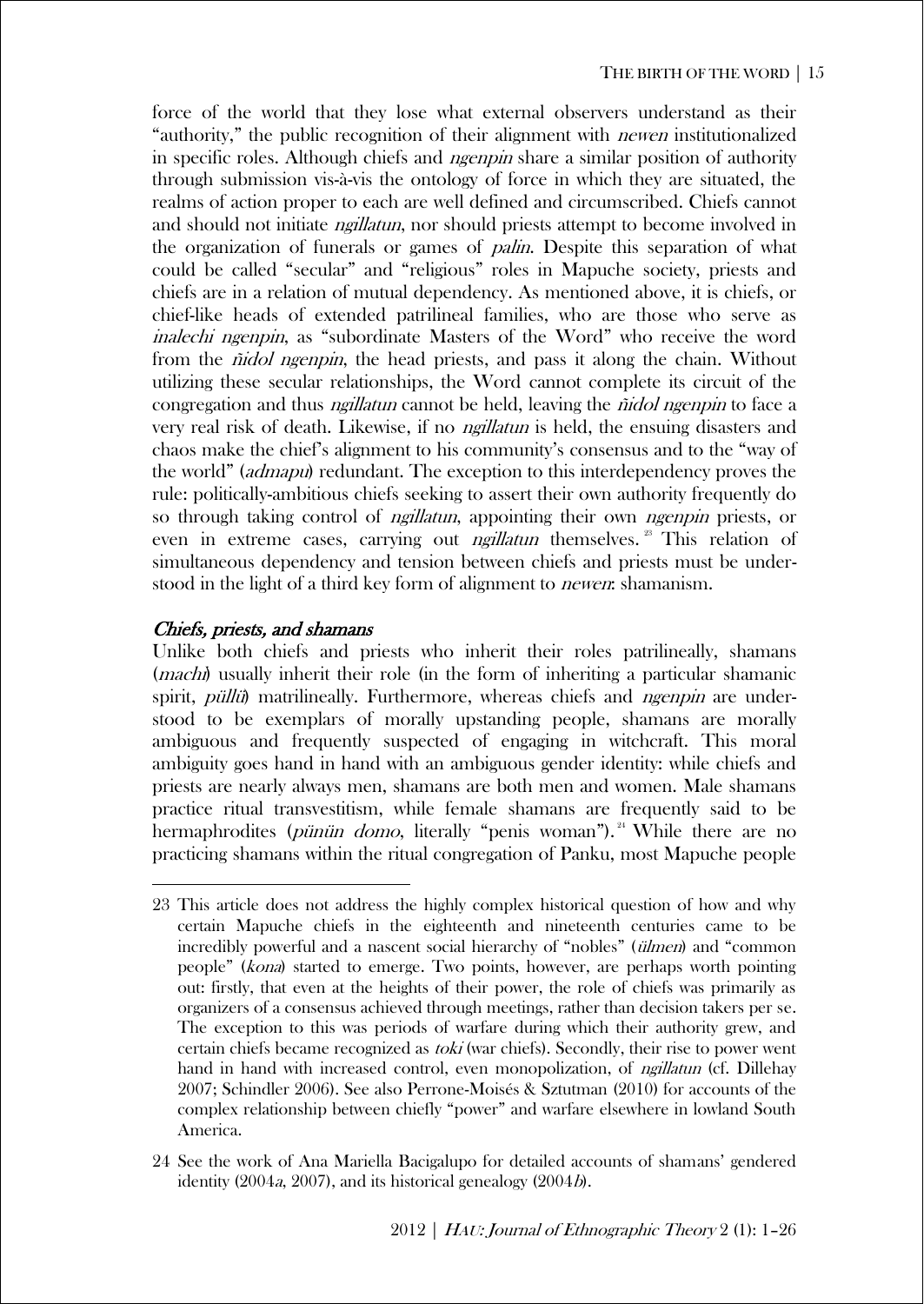force of the world that they lose what external observers understand as their "authority," the public recognition of their alignment with *newen* institutionalized in specific roles. Although chiefs and *ngenpin* share a similar position of authority through submission vis-à-vis the ontology of force in which they are situated, the realms of action proper to each are well defined and circumscribed. Chiefs cannot and should not initiate *ngillatun*, nor should priests attempt to become involved in the organization of funerals or games of *palin*. Despite this separation of what could be called "secular" and "religious" roles in Mapuche society, priests and chiefs are in a relation of mutual dependency. As mentioned above, it is chiefs, or chief-like heads of extended patrilineal families, who are those who serve as *inalechi ngenpin*, as "subordinate Masters of the Word" who receive the word from the *ñidol ngenpin*, the head priests, and pass it along the chain. Without utilizing these secular relationships, the Word cannot complete its circuit of the congregation and thus *ngillatun* cannot be held, leaving the *ñidol ngenpin* to face a very real risk of death. Likewise, if no *ngillatun* is held, the ensuing disasters and chaos make the chief's alignment to his community's consensus and to the "way of the world" (*admapu*) redundant. The exception to this interdependency proves the rule: politically-ambitious chiefs seeking to assert their own authority frequently do so through taking control of *ngillatun*, appointing their own *ngenpin* priests, or even in extreme cases, carrying out *ngillatun* themselves.[23] This relation of simultaneous dependency and tension between chiefs and priests must be understood in the light of a third key form of alignment to *newen*: shamanism.

### *Chiefs, priests, and shamans*

Unlike both chiefs and priests who inherit their roles patrilineally, shamans (*machi*) usually inherit their role (in the form of inheriting a particular shamanic spirit, *püllü*) matrilineally. Furthermore, whereas chiefs and *ngenpin* are understood to be exemplars of morally upstanding people, shamans are morally ambiguous and frequently suspected of engaging in witchcraft. This moral ambiguity goes hand in hand with an ambiguous gender identity: while chiefs and priests are nearly always men, shamans are both men and women. Male shamans practice ritual transvestitism, while female shamans are frequently said to be hermaphrodites (*pünün domo*, literally "penis woman").[24] While there are no practicing shamans within the ritual congregation of Panku, most Mapuche people

---

23 This article does not address the highly complex historical question of how and why certain Mapuche chiefs in the eighteenth and nineteenth centuries came to be incredibly powerful and a nascent social hierarchy of "nobles" (*ülmen*) and "common people" (*kona*) started to emerge. Two points, however, are perhaps worth pointing out: firstly, that even at the heights of their power, the role of chiefs was primarily as organizers of a consensus achieved through meetings, rather than decision takers per se. The exception to this was periods of warfare during which their authority grew, and certain chiefs became recognized as *toki* (war chiefs). Secondly, their rise to power went hand in hand with increased control, even monopolization, of *ngillatun* (cf. Dillehay 2007; Schindler 2006). See also Perrone-Moisés & Sztutman (2010) for accounts of the complex relationship between chiefly "power" and warfare elsewhere in lowland South America.

24 See the work of Ana Mariella Bacigalupo for detailed accounts of shamans' gendered identity (2004*a*, 2007), and its historical genealogy (2004*b*).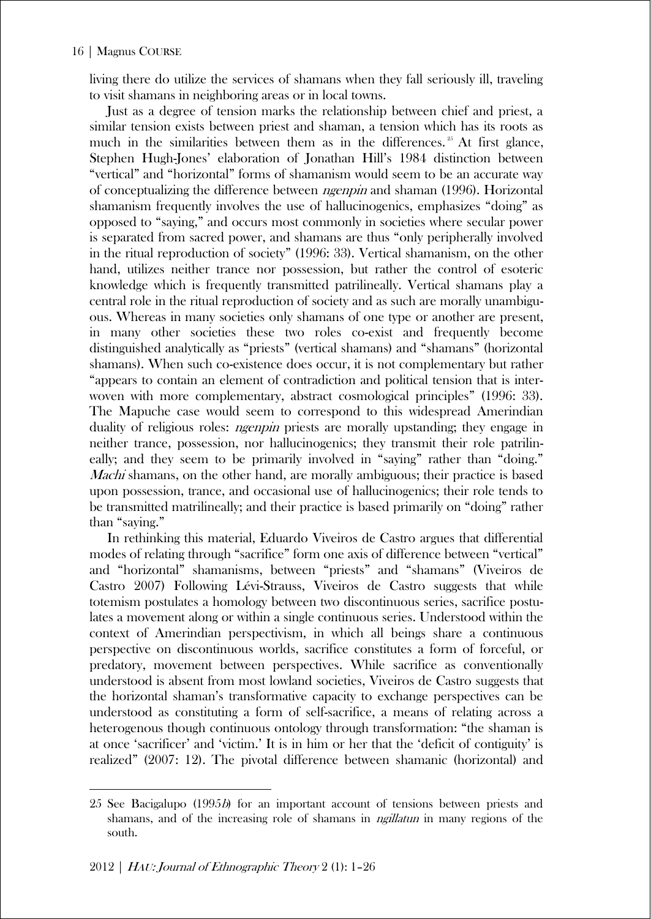living there do utilize the services of shamans when they fall seriously ill, traveling to visit shamans in neighboring areas or in local towns.

Just as a degree of tension marks the relationship between chief and priest, a similar tension exists between priest and shaman, a tension which has its roots as much in the similarities between them as in the differences.[25] At first glance, Stephen Hugh-Jones' elaboration of Jonathan Hill's 1984 distinction between "vertical" and "horizontal" forms of shamanism would seem to be an accurate way of conceptualizing the difference between *ngenpin* and shaman (1996). Horizontal shamanism frequently involves the use of hallucinogenics, emphasizes "doing" as opposed to "saying," and occurs most commonly in societies where secular power is separated from sacred power, and shamans are thus "only peripherally involved in the ritual reproduction of society" (1996: 33). Vertical shamanism, on the other hand, utilizes neither trance nor possession, but rather the control of esoteric knowledge which is frequently transmitted patrilineally. Vertical shamans play a central role in the ritual reproduction of society and as such are morally unambiguous. Whereas in many societies only shamans of one type or another are present, in many other societies these two roles co-exist and frequently become distinguished analytically as "priests" (vertical shamans) and "shamans" (horizontal shamans). When such co-existence does occur, it is not complementary but rather "appears to contain an element of contradiction and political tension that is interwoven with more complementary, abstract cosmological principles" (1996: 33). The Mapuche case would seem to correspond to this widespread Amerindian duality of religious roles: *ngenpin* priests are morally upstanding; they engage in neither trance, possession, nor hallucinogenics; they transmit their role patrilineally; and they seem to be primarily involved in "saying" rather than "doing." *Machi* shamans, on the other hand, are morally ambiguous; their practice is based upon possession, trance, and occasional use of hallucinogenics; their role tends to be transmitted matrilineally; and their practice is based primarily on "doing" rather than "saying."

In rethinking this material, Eduardo Viveiros de Castro argues that differential modes of relating through "sacrifice" form one axis of difference between "vertical" and "horizontal" shamanisms, between "priests" and "shamans" (Viveiros de Castro 2007) Following Lévi-Strauss, Viveiros de Castro suggests that while totemism postulates a homology between two discontinuous series, sacrifice postulates a movement along or within a single continuous series. Understood within the context of Amerindian perspectivism, in which all beings share a continuous perspective on discontinuous worlds, sacrifice constitutes a form of forceful, or predatory, movement between perspectives. While sacrifice as conventionally understood is absent from most lowland societies, Viveiros de Castro suggests that the horizontal shaman's transformative capacity to exchange perspectives can be understood as constituting a form of self-sacrifice, a means of relating across a heterogenous though continuous ontology through transformation: "the shaman is at once 'sacrificer' and 'victim.' It is in him or her that the 'deficit of contiguity' is realized" (2007: 12). The pivotal difference between shamanic (horizontal) and

---

25 See Bacigalupo (1995*b*) for an important account of tensions between priests and shamans, and of the increasing role of shamans in *ngillatun* in many regions of the south.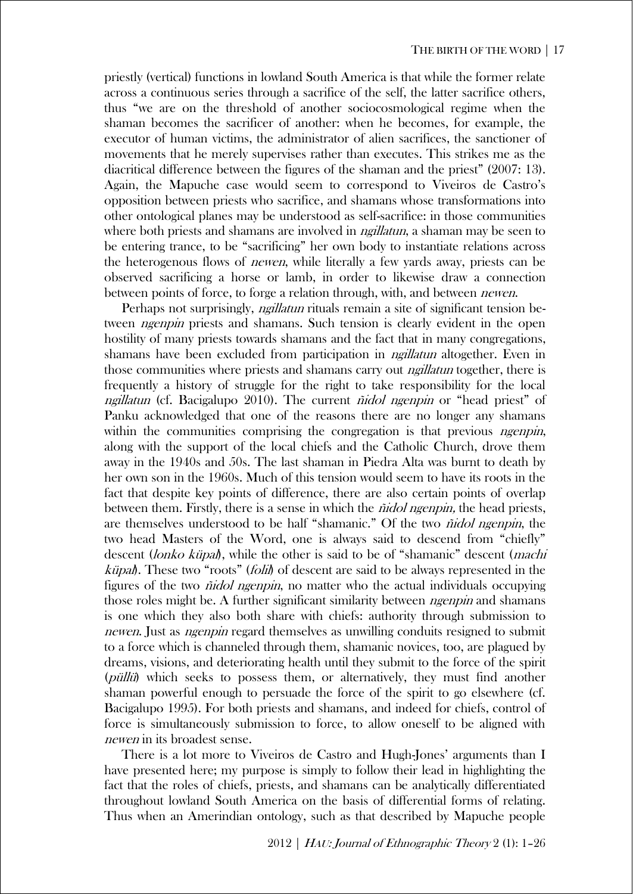priestly (vertical) functions in lowland South America is that while the former relate across a continuous series through a sacrifice of the self, the latter sacrifice others, thus "we are on the threshold of another sociocosmological regime when the shaman becomes the sacrificer of another: when he becomes, for example, the executor of human victims, the administrator of alien sacrifices, the sanctioner of movements that he merely supervises rather than executes. This strikes me as the diacritical difference between the figures of the shaman and the priest" (2007: 13). Again, the Mapuche case would seem to correspond to Viveiros de Castro's opposition between priests who sacrifice, and shamans whose transformations into other ontological planes may be understood as self-sacrifice: in those communities where both priests and shamans are involved in *ngillatun*, a shaman may be seen to be entering trance, to be "sacrificing" her own body to instantiate relations across the heterogenous flows of *newen*, while literally a few yards away, priests can be observed sacrificing a horse or lamb, in order to likewise draw a connection between points of force, to forge a relation through, with, and between *newen*.

Perhaps not surprisingly, *ngillatun* rituals remain a site of significant tension between *ngenpin* priests and shamans. Such tension is clearly evident in the open hostility of many priests towards shamans and the fact that in many congregations, shamans have been excluded from participation in *ngillatun* altogether. Even in those communities where priests and shamans carry out *ngillatun* together, there is frequently a history of struggle for the right to take responsibility for the local *ngillatun* (cf. Bacigalupo 2010). The current *ñidol ngenpin* or "head priest" of Panku acknowledged that one of the reasons there are no longer any shamans within the communities comprising the congregation is that previous *ngenpin*, along with the support of the local chiefs and the Catholic Church, drove them away in the 1940s and 50s. The last shaman in Piedra Alta was burnt to death by her own son in the 1960s. Much of this tension would seem to have its roots in the fact that despite key points of difference, there are also certain points of overlap between them. Firstly, there is a sense in which the *ñidol ngenpin,* the head priests, are themselves understood to be half "shamanic." Of the two *ñidol ngenpin*, the two head Masters of the Word, one is always said to descend from "chiefly" descent (*lonko küpal*), while the other is said to be of "shamanic" descent (*machi küpal*). These two "roots" (*folil*) of descent are said to be always represented in the figures of the two *ñidol ngenpin*, no matter who the actual individuals occupying those roles might be. A further significant similarity between *ngenpin* and shamans is one which they also both share with chiefs: authority through submission to *newen*. Just as *ngenpin* regard themselves as unwilling conduits resigned to submit to a force which is channeled through them, shamanic novices, too, are plagued by dreams, visions, and deteriorating health until they submit to the force of the spirit (*püllü*) which seeks to possess them, or alternatively, they must find another shaman powerful enough to persuade the force of the spirit to go elsewhere (cf. Bacigalupo 1995). For both priests and shamans, and indeed for chiefs, control of force is simultaneously submission to force, to allow oneself to be aligned with *newen* in its broadest sense.

There is a lot more to Viveiros de Castro and Hugh-Jones' arguments than I have presented here; my purpose is simply to follow their lead in highlighting the fact that the roles of chiefs, priests, and shamans can be analytically differentiated throughout lowland South America on the basis of differential forms of relating. Thus when an Amerindian ontology, such as that described by Mapuche people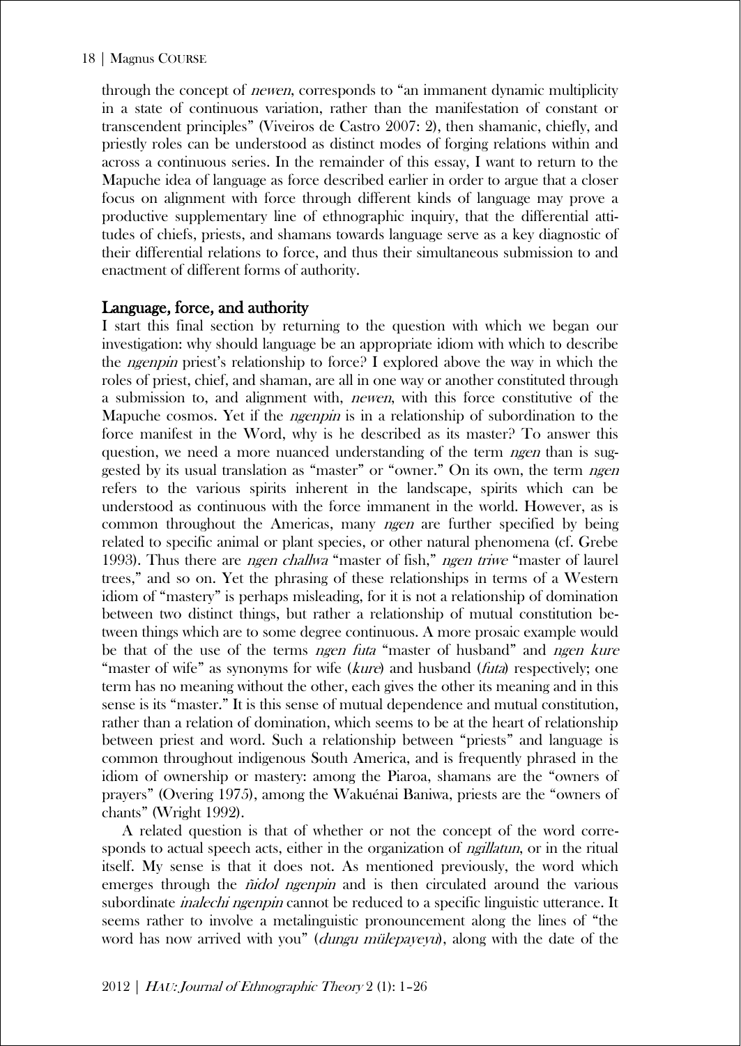through the concept of *newen*, corresponds to "an immanent dynamic multiplicity in a state of continuous variation, rather than the manifestation of constant or transcendent principles" (Viveiros de Castro 2007: 2), then shamanic, chiefly, and priestly roles can be understood as distinct modes of forging relations within and across a continuous series. In the remainder of this essay, I want to return to the Mapuche idea of language as force described earlier in order to argue that a closer focus on alignment with force through different kinds of language may prove a productive supplementary line of ethnographic inquiry, that the differential attitudes of chiefs, priests, and shamans towards language serve as a key diagnostic of their differential relations to force, and thus their simultaneous submission to and enactment of different forms of authority.

## Language, force, and authority

I start this final section by returning to the question with which we began our investigation: why should language be an appropriate idiom with which to describe the *ngenpin* priest's relationship to force? I explored above the way in which the roles of priest, chief, and shaman, are all in one way or another constituted through a submission to, and alignment with, *newen*, with this force constitutive of the Mapuche cosmos. Yet if the *ngenpin* is in a relationship of subordination to the force manifest in the Word, why is he described as its master? To answer this question, we need a more nuanced understanding of the term *ngen* than is suggested by its usual translation as "master" or "owner." On its own, the term *ngen* refers to the various spirits inherent in the landscape, spirits which can be understood as continuous with the force immanent in the world. However, as is common throughout the Americas, many *ngen* are further specified by being related to specific animal or plant species, or other natural phenomena (cf. Grebe 1993). Thus there are *ngen challwa* "master of fish," *ngen triwe* "master of laurel trees," and so on. Yet the phrasing of these relationships in terms of a Western idiom of "mastery" is perhaps misleading, for it is not a relationship of domination between two distinct things, but rather a relationship of mutual constitution between things which are to some degree continuous. A more prosaic example would be that of the use of the terms *ngen futa* "master of husband" and *ngen kure* "master of wife" as synonyms for wife (*kure*) and husband (*futa*) respectively; one term has no meaning without the other, each gives the other its meaning and in this sense is its "master." It is this sense of mutual dependence and mutual constitution, rather than a relation of domination, which seems to be at the heart of relationship between priest and word. Such a relationship between "priests" and language is common throughout indigenous South America, and is frequently phrased in the idiom of ownership or mastery: among the Piaroa, shamans are the "owners of prayers" (Overing 1975), among the Wakuénai Baniwa, priests are the "owners of chants" (Wright 1992).

A related question is that of whether or not the concept of the word corresponds to actual speech acts, either in the organization of *ngillatun*, or in the ritual itself. My sense is that it does not. As mentioned previously, the word which emerges through the *ñidol ngenpin* and is then circulated around the various subordinate *inalechi ngenpin* cannot be reduced to a specific linguistic utterance. It seems rather to involve a metalinguistic pronouncement along the lines of "the word has now arrived with you" (*dungu mülepayeyu*), along with the date of the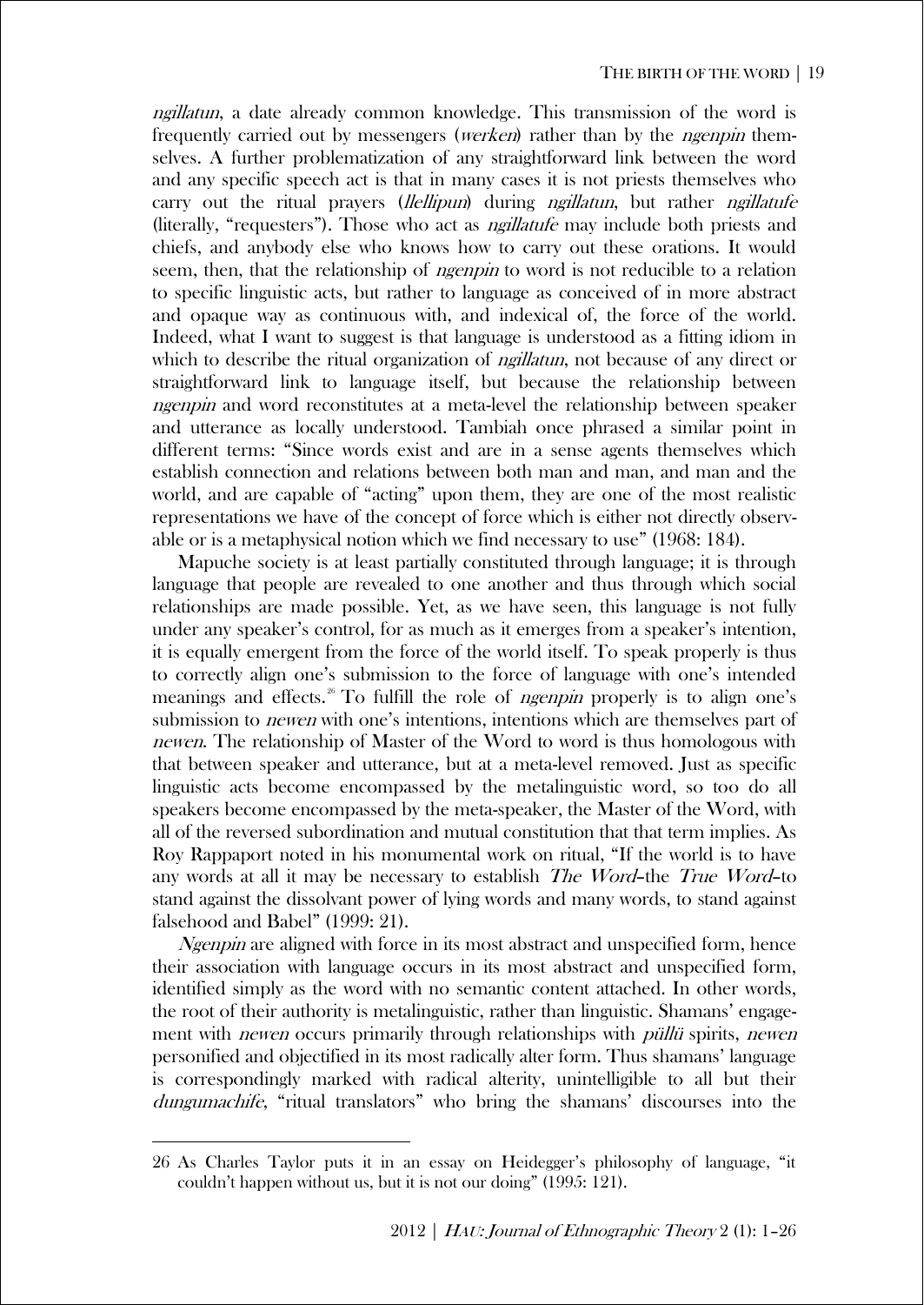*ngillatun*, a date already common knowledge. This transmission of the word is frequently carried out by messengers (*werken*) rather than by the *ngenpin* themselves. A further problematization of any straightforward link between the word and any specific speech act is that in many cases it is not priests themselves who carry out the ritual prayers (*llellipun*) during *ngillatun*, but rather *ngillatufe* (literally, "requesters"). Those who act as *ngillatufe* may include both priests and chiefs, and anybody else who knows how to carry out these orations. It would seem, then, that the relationship of *ngenpin* to word is not reducible to a relation to specific linguistic acts, but rather to language as conceived of in more abstract and opaque way as continuous with, and indexical of, the force of the world. Indeed, what I want to suggest is that language is understood as a fitting idiom in which to describe the ritual organization of *ngillatun*, not because of any direct or straightforward link to language itself, but because the relationship between *ngenpin* and word reconstitutes at a meta-level the relationship between speaker and utterance as locally understood. Tambiah once phrased a similar point in different terms: "Since words exist and are in a sense agents themselves which establish connection and relations between both man and man, and man and the world, and are capable of "acting" upon them, they are one of the most realistic representations we have of the concept of force which is either not directly observable or is a metaphysical notion which we find necessary to use" (1968: 184).

Mapuche society is at least partially constituted through language; it is through language that people are revealed to one another and thus through which social relationships are made possible. Yet, as we have seen, this language is not fully under any speaker's control, for as much as it emerges from a speaker's intention, it is equally emergent from the force of the world itself. To speak properly is thus to correctly align one's submission to the force of language with one's intended meanings and effects.[26] To fulfill the role of *ngenpin* properly is to align one's submission to *newen* with one's intentions, intentions which are themselves part of *newen*. The relationship of Master of the Word to word is thus homologous with that between speaker and utterance, but at a meta-level removed. Just as specific linguistic acts become encompassed by the metalinguistic word, so too do all speakers become encompassed by the meta-speaker, the Master of the Word, with all of the reversed subordination and mutual constitution that that term implies. As Roy Rappaport noted in his monumental work on ritual, "If the world is to have any words at all it may be necessary to establish *The Word*–the *True Word*–to stand against the dissolvant power of lying words and many words, to stand against falsehood and Babel" (1999: 21).

*Ngenpin* are aligned with force in its most abstract and unspecified form, hence their association with language occurs in its most abstract and unspecified form, identified simply as the word with no semantic content attached. In other words, the root of their authority is metalinguistic, rather than linguistic. Shamans' engagement with *newen* occurs primarily through relationships with *püllü* spirits, *newen* personified and objectified in its most radically alter form. Thus shamans' language is correspondingly marked with radical alterity, unintelligible to all but their *dungumachife*, "ritual translators" who bring the shamans' discourses into the

26 As Charles Taylor puts it in an essay on Heidegger's philosophy of language, "it couldn't happen without us, but it is not our doing" (1995: 121).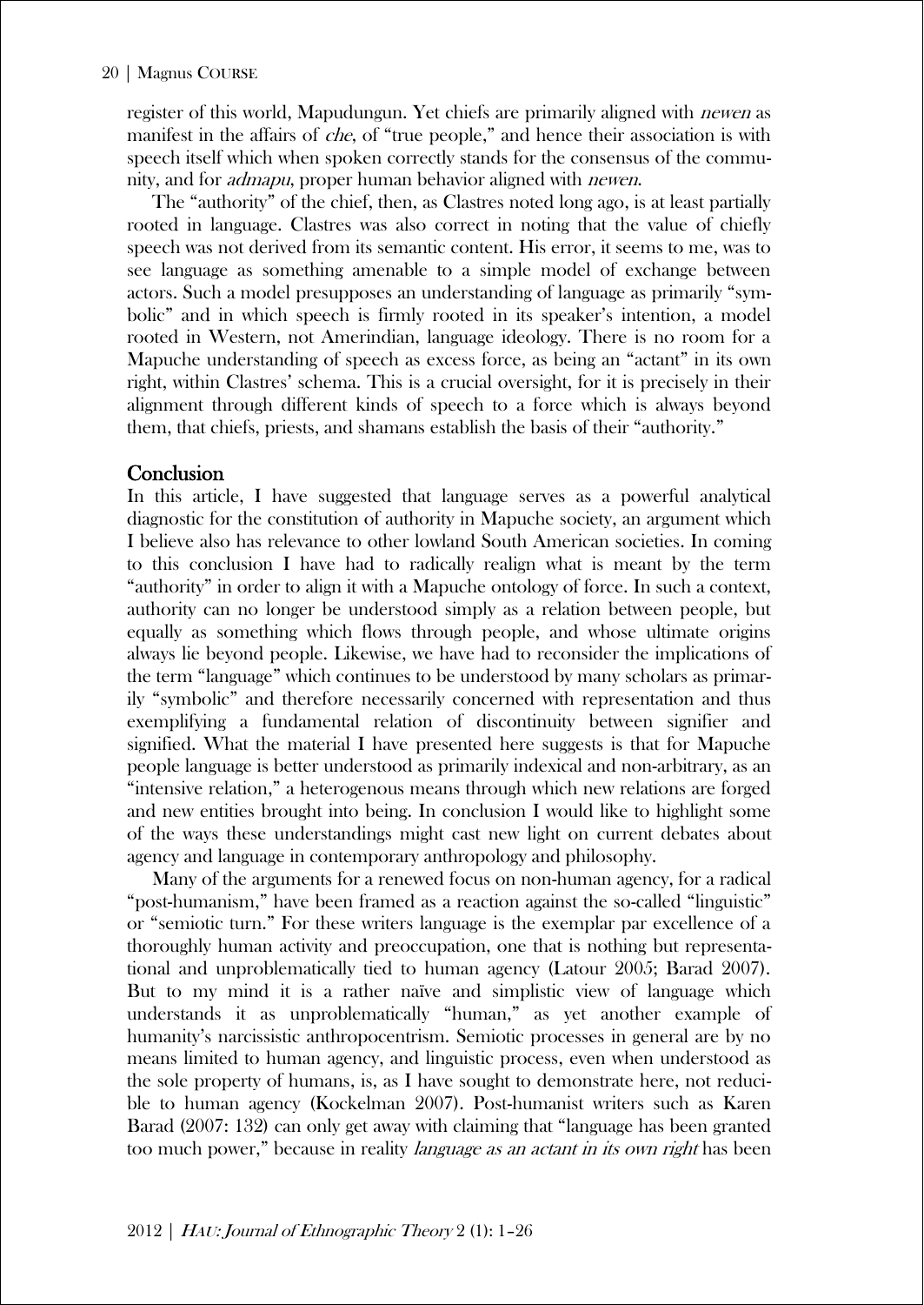register of this world, Mapudungun. Yet chiefs are primarily aligned with *newen* as manifest in the affairs of *che*, of "true people," and hence their association is with speech itself which when spoken correctly stands for the consensus of the community, and for *admapu*, proper human behavior aligned with *newen*.

The "authority" of the chief, then, as Clastres noted long ago, is at least partially rooted in language. Clastres was also correct in noting that the value of chiefly speech was not derived from its semantic content. His error, it seems to me, was to see language as something amenable to a simple model of exchange between actors. Such a model presupposes an understanding of language as primarily "symbolic" and in which speech is firmly rooted in its speaker's intention, a model rooted in Western, not Amerindian, language ideology. There is no room for a Mapuche understanding of speech as excess force, as being an "actant" in its own right, within Clastres' schema. This is a crucial oversight, for it is precisely in their alignment through different kinds of speech to a force which is always beyond them, that chiefs, priests, and shamans establish the basis of their "authority."

## Conclusion

In this article, I have suggested that language serves as a powerful analytical diagnostic for the constitution of authority in Mapuche society, an argument which I believe also has relevance to other lowland South American societies. In coming to this conclusion I have had to radically realign what is meant by the term "authority" in order to align it with a Mapuche ontology of force. In such a context, authority can no longer be understood simply as a relation between people, but equally as something which flows through people, and whose ultimate origins always lie beyond people. Likewise, we have had to reconsider the implications of the term "language" which continues to be understood by many scholars as primarily "symbolic" and therefore necessarily concerned with representation and thus exemplifying a fundamental relation of discontinuity between signifier and signified. What the material I have presented here suggests is that for Mapuche people language is better understood as primarily indexical and non-arbitrary, as an "intensive relation," a heterogenous means through which new relations are forged and new entities brought into being. In conclusion I would like to highlight some of the ways these understandings might cast new light on current debates about agency and language in contemporary anthropology and philosophy.

Many of the arguments for a renewed focus on non-human agency, for a radical "post-humanism," have been framed as a reaction against the so-called "linguistic" or "semiotic turn." For these writers language is the exemplar par excellence of a thoroughly human activity and preoccupation, one that is nothing but representational and unproblematically tied to human agency (Latour 2005; Barad 2007). But to my mind it is a rather naïve and simplistic view of language which understands it as unproblematically "human," as yet another example of humanity's narcissistic anthropocentrism. Semiotic processes in general are by no means limited to human agency, and linguistic process, even when understood as the sole property of humans, is, as I have sought to demonstrate here, not reducible to human agency (Kockelman 2007). Post-humanist writers such as Karen Barad (2007: 132) can only get away with claiming that "language has been granted too much power," because in reality *language as an actant in its own right* has been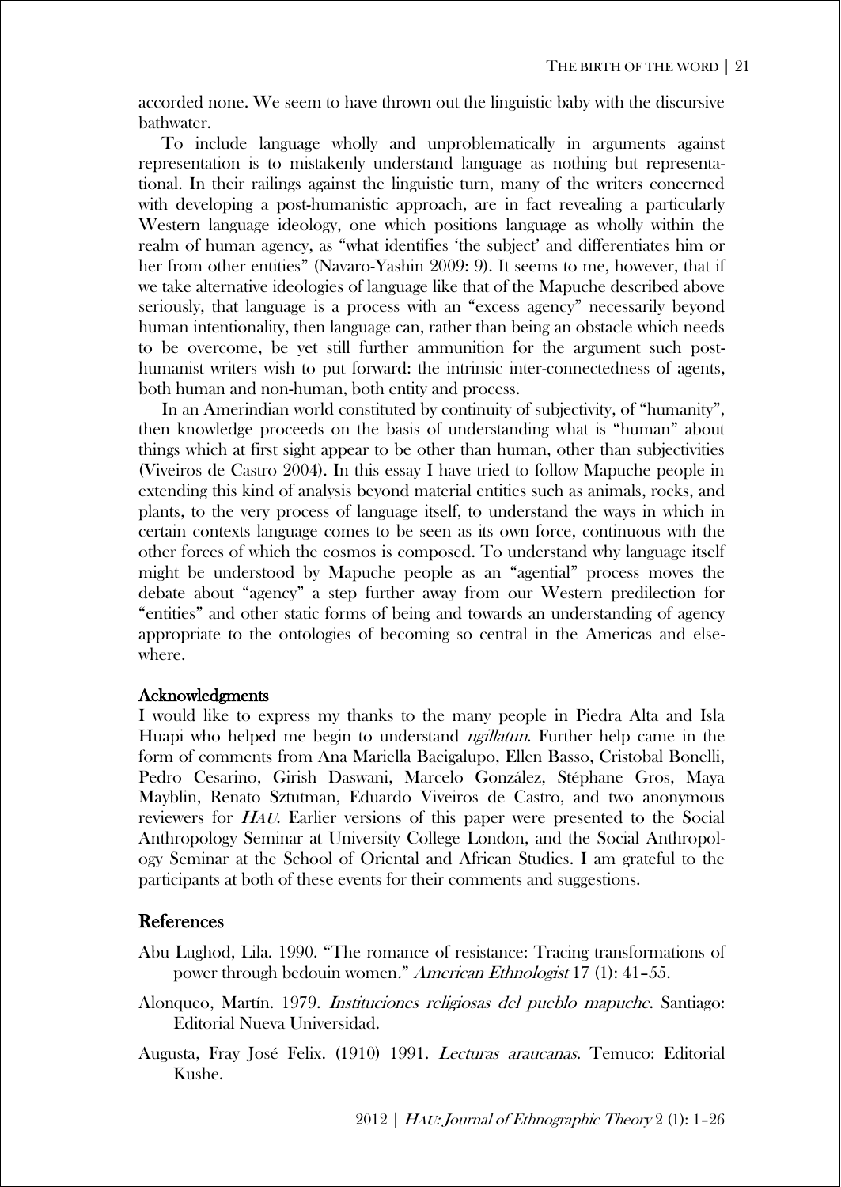accorded none. We seem to have thrown out the linguistic baby with the discursive bathwater.

To include language wholly and unproblematically in arguments against representation is to mistakenly understand language as nothing but representational. In their railings against the linguistic turn, many of the writers concerned with developing a post-humanistic approach, are in fact revealing a particularly Western language ideology, one which positions language as wholly within the realm of human agency, as "what identifies 'the subject' and differentiates him or her from other entities" (Navaro-Yashin 2009: 9). It seems to me, however, that if we take alternative ideologies of language like that of the Mapuche described above seriously, that language is a process with an "excess agency" necessarily beyond human intentionality, then language can, rather than being an obstacle which needs to be overcome, be yet still further ammunition for the argument such post-humanist writers wish to put forward: the intrinsic inter-connectedness of agents, both human and non-human, both entity and process.

In an Amerindian world constituted by continuity of subjectivity, of "humanity", then knowledge proceeds on the basis of understanding what is "human" about things which at first sight appear to be other than human, other than subjectivities (Viveiros de Castro 2004). In this essay I have tried to follow Mapuche people in extending this kind of analysis beyond material entities such as animals, rocks, and plants, to the very process of language itself, to understand the ways in which in certain contexts language comes to be seen as its own force, continuous with the other forces of which the cosmos is composed. To understand why language itself might be understood by Mapuche people as an "agential" process moves the debate about "agency" a step further away from our Western predilection for "entities" and other static forms of being and towards an understanding of agency appropriate to the ontologies of becoming so central in the Americas and elsewhere.

### Acknowledgments

I would like to express my thanks to the many people in Piedra Alta and Isla Huapi who helped me begin to understand *ngillatun*. Further help came in the form of comments from Ana Mariella Bacigalupo, Ellen Basso, Cristobal Bonelli, Pedro Cesarino, Girish Daswani, Marcelo González, Stéphane Gros, Maya Mayblin, Renato Sztutman, Eduardo Viveiros de Castro, and two anonymous reviewers for *HAU*. Earlier versions of this paper were presented to the Social Anthropology Seminar at University College London, and the Social Anthropology Seminar at the School of Oriental and African Studies. I am grateful to the participants at both of these events for their comments and suggestions.

## References

Abu Lughod, Lila. 1990. "The romance of resistance: Tracing transformations of power through bedouin women." *American Ethnologist* 17 (1): 41–55.

Alonqueo, Martín. 1979. *Instituciones religiosas del pueblo mapuche*. Santiago: Editorial Nueva Universidad.

Augusta, Fray José Felix. (1910) 1991. *Lecturas araucanas*. Temuco: Editorial Kushe.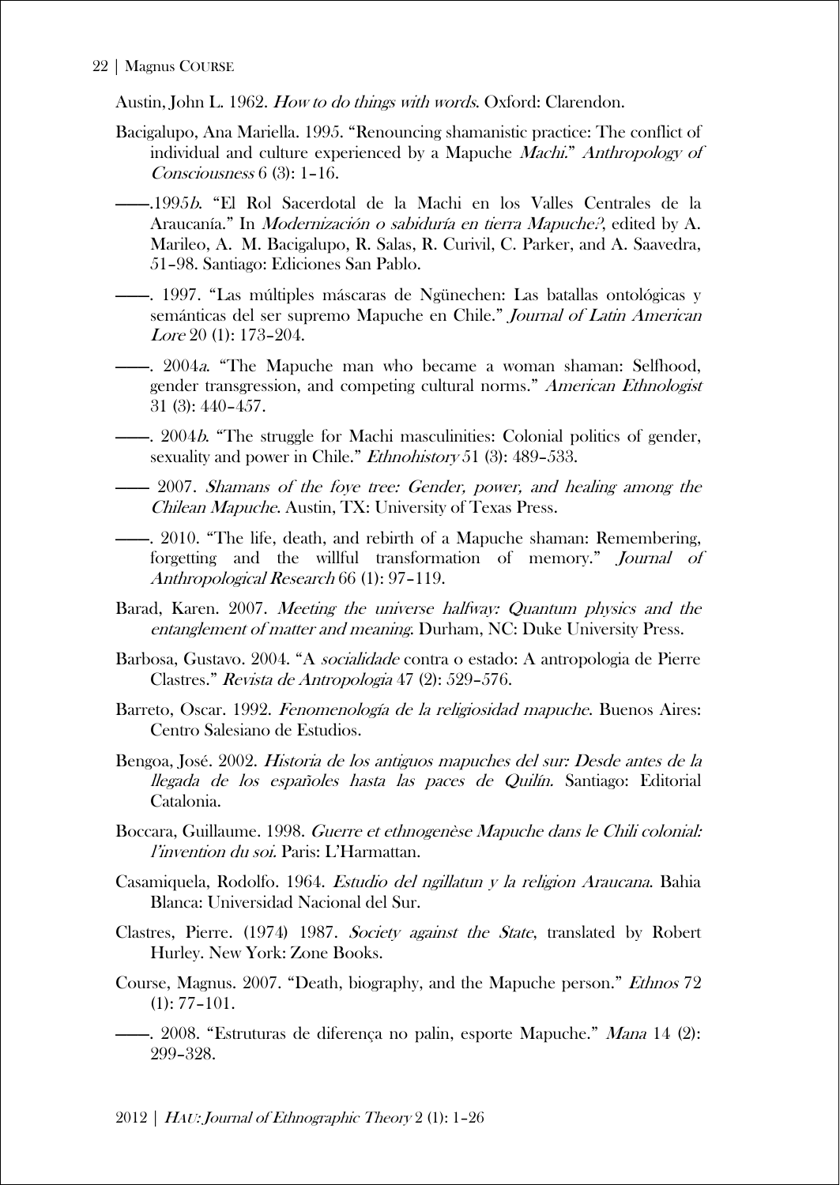Austin, John L. 1962. *How to do things with words*. Oxford: Clarendon.

Bacigalupo, Ana Mariella. 1995. "Renouncing shamanistic practice: The conflict of individual and culture experienced by a Mapuche *Machi*." *Anthropology of Consciousness* 6 (3): 1–16.

——.1995*b*. "El Rol Sacerdotal de la Machi en los Valles Centrales de la Araucanía." In *Modernización o sabiduría en tierra Mapuche?*, edited by A. Marileo, A. M. Bacigalupo, R. Salas, R. Curivil, C. Parker, and A. Saavedra, 51–98. Santiago: Ediciones San Pablo.

——. 1997. "Las múltiples máscaras de Ngünechen: Las batallas ontológicas y semánticas del ser supremo Mapuche en Chile." *Journal of Latin American Lore* 20 (1): 173–204.

——. 2004*a*. "The Mapuche man who became a woman shaman: Selfhood, gender transgression, and competing cultural norms." *American Ethnologist* 31 (3): 440–457.

——. 2004*b*. "The struggle for Machi masculinities: Colonial politics of gender, sexuality and power in Chile." *Ethnohistory* 51 (3): 489–533.

—— 2007. *Shamans of the foye tree: Gender, power, and healing among the Chilean Mapuche*. Austin, TX: University of Texas Press.

——. 2010. "The life, death, and rebirth of a Mapuche shaman: Remembering, forgetting and the willful transformation of memory." *Journal of Anthropological Research* 66 (1): 97–119.

Barad, Karen. 2007. *Meeting the universe halfway: Quantum physics and the entanglement of matter and meaning*. Durham, NC: Duke University Press.

Barbosa, Gustavo. 2004. "A *socialidade* contra o estado: A antropologia de Pierre Clastres." *Revista de Antropologia* 47 (2): 529–576.

Barreto, Oscar. 1992. *Fenomenología de la religiosidad mapuche*. Buenos Aires: Centro Salesiano de Estudios.

Bengoa, José. 2002. *Historia de los antiguos mapuches del sur: Desde antes de la llegada de los españoles hasta las paces de Quilín.* Santiago: Editorial Catalonia.

Boccara, Guillaume. 1998. *Guerre et ethnogenèse Mapuche dans le Chili colonial: l'invention du soi*. Paris: L'Harmattan.

Casamiquela, Rodolfo. 1964. *Estudio del ngillatun y la religion Araucana*. Bahia Blanca: Universidad Nacional del Sur.

Clastres, Pierre. (1974) 1987. *Society against the State*, translated by Robert Hurley. New York: Zone Books.

Course, Magnus. 2007. "Death, biography, and the Mapuche person." *Ethnos* 72 (1): 77–101.

——. 2008. "Estruturas de diferença no palin, esporte Mapuche." *Mana* 14 (2): 299–328.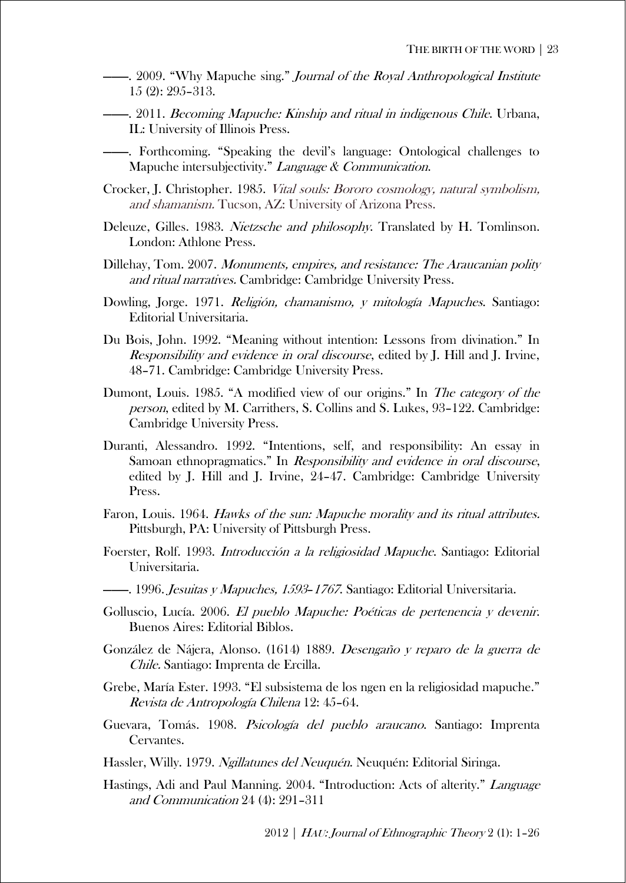——. 2009. "Why Mapuche sing." *Journal of the Royal Anthropological Institute* 15 (2): 295–313.

——. 2011. *Becoming Mapuche: Kinship and ritual in indigenous Chile*. Urbana, IL: University of Illinois Press.

——. Forthcoming. "Speaking the devil's language: Ontological challenges to Mapuche intersubjectivity." *Language & Communication*.

Crocker, J. Christopher. 1985. *Vital souls: Bororo cosmology, natural symbolism, and shamanism.* Tucson, AZ: University of Arizona Press.

Deleuze, Gilles. 1983. *Nietzsche and philosophy*. Translated by H. Tomlinson. London: Athlone Press.

Dillehay, Tom. 2007. *Monuments, empires, and resistance: The Araucanian polity and ritual narratives.* Cambridge: Cambridge University Press.

Dowling, Jorge. 1971. *Religión, chamanismo, y mitología Mapuches*. Santiago: Editorial Universitaria.

Du Bois, John. 1992. "Meaning without intention: Lessons from divination." In *Responsibility and evidence in oral discourse*, edited by J. Hill and J. Irvine, 48–71. Cambridge: Cambridge University Press.

Dumont, Louis. 1985. "A modified view of our origins." In *The category of the person*, edited by M. Carrithers, S. Collins and S. Lukes, 93–122. Cambridge: Cambridge University Press.

Duranti, Alessandro. 1992. "Intentions, self, and responsibility: An essay in Samoan ethnopragmatics." In *Responsibility and evidence in oral discourse*, edited by J. Hill and J. Irvine, 24–47. Cambridge: Cambridge University Press.

Faron, Louis. 1964. *Hawks of the sun: Mapuche morality and its ritual attributes.* Pittsburgh, PA: University of Pittsburgh Press.

Foerster, Rolf. 1993. *Introducción a la religiosidad Mapuche*. Santiago: Editorial Universitaria.

——. 1996. *Jesuitas y Mapuches, 1593–1767*. Santiago: Editorial Universitaria.

Golluscio, Lucía. 2006. *El pueblo Mapuche: Poéticas de pertenencia y devenir*. Buenos Aires: Editorial Biblos.

González de Nájera, Alonso. (1614) 1889. *Desengaño y reparo de la guerra de Chile*. Santiago: Imprenta de Ercilla.

Grebe, María Ester. 1993. "El subsistema de los ngen en la religiosidad mapuche." *Revista de Antropología Chilena* 12: 45–64.

Guevara, Tomás. 1908. *Psicología del pueblo araucano*. Santiago: Imprenta Cervantes.

Hassler, Willy. 1979. *Ngillatunes del Neuquén*. Neuquén: Editorial Siringa.

Hastings, Adi and Paul Manning. 2004. "Introduction: Acts of alterity." *Language and Communication* 24 (4): 291–311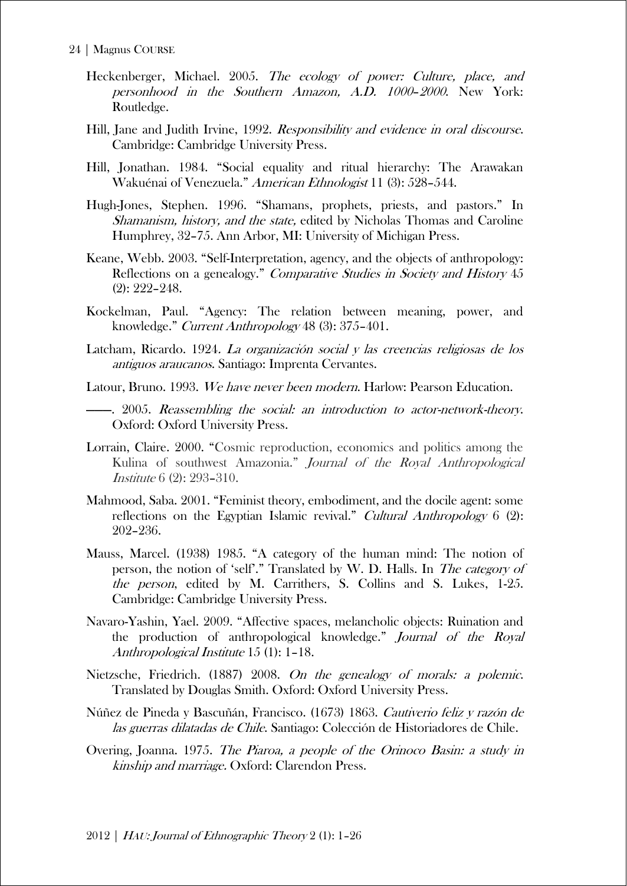Heckenberger, Michael. 2005. *The ecology of power: Culture, place, and personhood in the Southern Amazon, A.D. 1000–2000*. New York: Routledge.

Hill, Jane and Judith Irvine, 1992. *Responsibility and evidence in oral discourse*. Cambridge: Cambridge University Press.

Hill, Jonathan. 1984. "Social equality and ritual hierarchy: The Arawakan Wakuénai of Venezuela." *American Ethnologist* 11 (3): 528–544.

Hugh-Jones, Stephen. 1996. "Shamans, prophets, priests, and pastors." In *Shamanism, history, and the state,* edited by Nicholas Thomas and Caroline Humphrey, 32–75. Ann Arbor, MI: University of Michigan Press.

Keane, Webb. 2003. "Self-Interpretation, agency, and the objects of anthropology: Reflections on a genealogy." *Comparative Studies in Society and History* 45 (2): 222–248.

Kockelman, Paul. "Agency: The relation between meaning, power, and knowledge." *Current Anthropology* 48 (3): 375–401.

Latcham, Ricardo. 1924. *La organización social y las creencias religiosas de los antiguos araucanos*. Santiago: Imprenta Cervantes.

Latour, Bruno. 1993. *We have never been modern*. Harlow: Pearson Education.

———. 2005. *Reassembling the social: an introduction to actor-network-theory*. Oxford: Oxford University Press.

Lorrain, Claire. 2000. "Cosmic reproduction, economics and politics among the Kulina of southwest Amazonia." *Journal of the Royal Anthropological Institute* 6 (2): 293–310.

Mahmood, Saba. 2001. "Feminist theory, embodiment, and the docile agent: some reflections on the Egyptian Islamic revival." *Cultural Anthropology* 6 (2): 202–236.

Mauss, Marcel. (1938) 1985. "A category of the human mind: The notion of person, the notion of 'self'." Translated by W. D. Halls. In *The category of the person*, edited by M. Carrithers, S. Collins and S. Lukes, 1-25. Cambridge: Cambridge University Press.

Navaro-Yashin, Yael. 2009. "Affective spaces, melancholic objects: Ruination and the production of anthropological knowledge." *Journal of the Royal Anthropological Institute* 15 (1): 1–18.

Nietzsche, Friedrich. (1887) 2008. *On the genealogy of morals: a polemic*. Translated by Douglas Smith. Oxford: Oxford University Press.

Núñez de Pineda y Bascuñán, Francisco. (1673) 1863. *Cautiverio feliz y razón de las guerras dilatadas de Chile*. Santiago: Colección de Historiadores de Chile.

Overing, Joanna. 1975. *The Piaroa, a people of the Orinoco Basin: a study in kinship and marriage.* Oxford: Clarendon Press.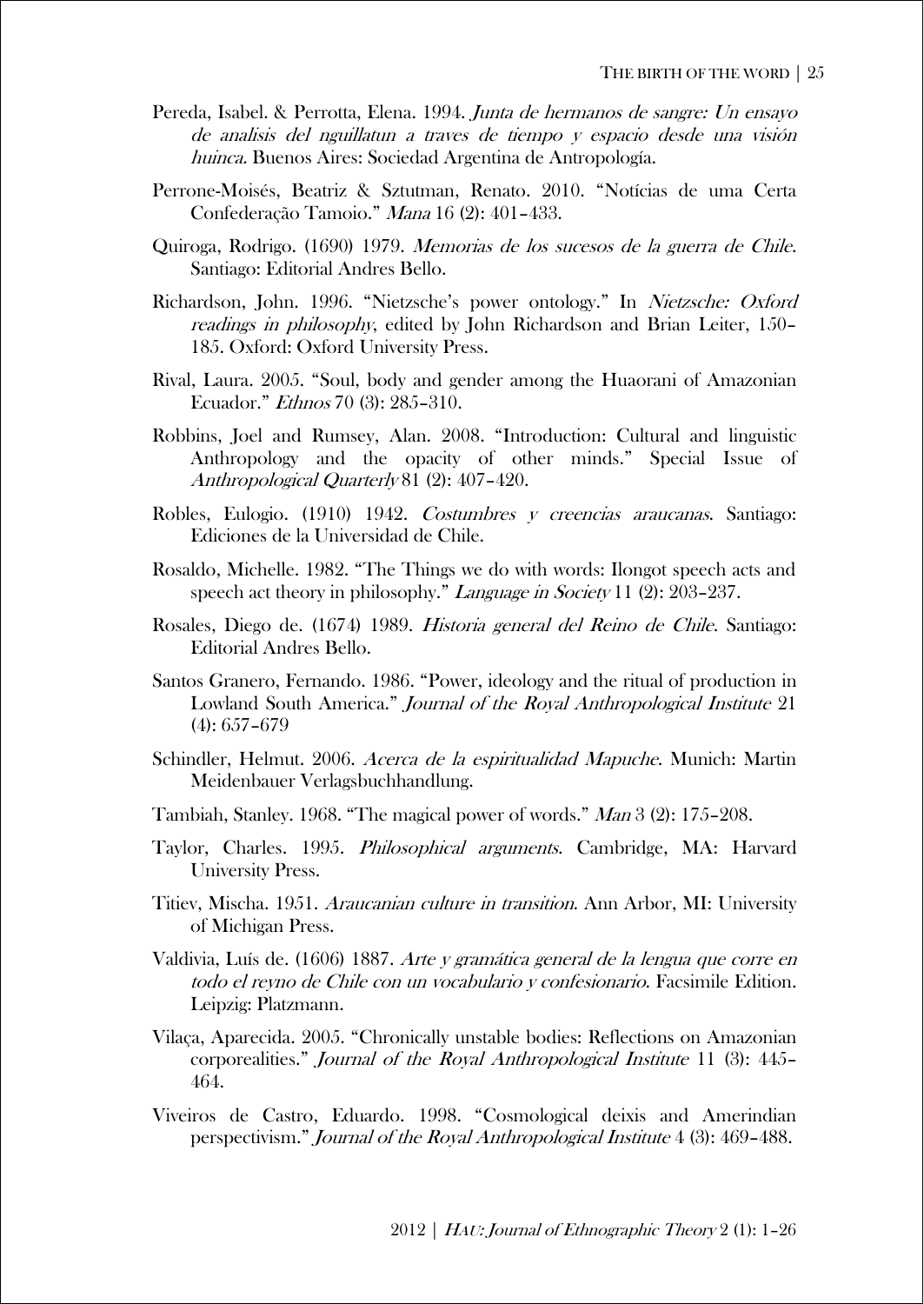Pereda, Isabel. & Perrotta, Elena. 1994. *Junta de hermanos de sangre: Un ensayo de analisis del nguillatun a traves de tiempo y espacio desde una visión huinca*. Buenos Aires: Sociedad Argentina de Antropología.

Perrone-Moisés, Beatriz & Sztutman, Renato. 2010. "Notícias de uma Certa Confederação Tamoio." *Mana* 16 (2): 401–433.

Quiroga, Rodrigo. (1690) 1979. *Memorias de los sucesos de la guerra de Chile*. Santiago: Editorial Andres Bello.

Richardson, John. 1996. "Nietzsche's power ontology." In *Nietzsche: Oxford readings in philosophy*, edited by John Richardson and Brian Leiter, 150–185. Oxford: Oxford University Press.

Rival, Laura. 2005. "Soul, body and gender among the Huaorani of Amazonian Ecuador." *Ethnos* 70 (3): 285–310.

Robbins, Joel and Rumsey, Alan. 2008. "Introduction: Cultural and linguistic Anthropology and the opacity of other minds." Special Issue of *Anthropological Quarterly* 81 (2): 407–420.

Robles, Eulogio. (1910) 1942. *Costumbres y creencias araucanas*. Santiago: Ediciones de la Universidad de Chile.

Rosaldo, Michelle. 1982. "The Things we do with words: Ilongot speech acts and speech act theory in philosophy." *Language in Society* 11 (2): 203–237.

Rosales, Diego de. (1674) 1989. *Historia general del Reino de Chile*. Santiago: Editorial Andres Bello.

Santos Granero, Fernando. 1986. "Power, ideology and the ritual of production in Lowland South America." *Journal of the Royal Anthropological Institute* 21 (4): 657–679

Schindler, Helmut. 2006. *Acerca de la espiritualidad Mapuche*. Munich: Martin Meidenbauer Verlagsbuchhandlung.

Tambiah, Stanley. 1968. "The magical power of words." *Man* 3 (2): 175–208.

Taylor, Charles. 1995. *Philosophical arguments*. Cambridge, MA: Harvard University Press.

Titiev, Mischa. 1951. *Araucanian culture in transition*. Ann Arbor, MI: University of Michigan Press.

Valdivia, Luís de. (1606) 1887. *Arte y gramática general de la lengua que corre en todo el reyno de Chile con un vocabulario y confesionario*. Facsimile Edition. Leipzig: Platzmann.

Vilaça, Aparecida. 2005. "Chronically unstable bodies: Reflections on Amazonian corporealities." *Journal of the Royal Anthropological Institute* 11 (3): 445–464.

Viveiros de Castro, Eduardo. 1998. "Cosmological deixis and Amerindian perspectivism." *Journal of the Royal Anthropological Institute* 4 (3): 469–488.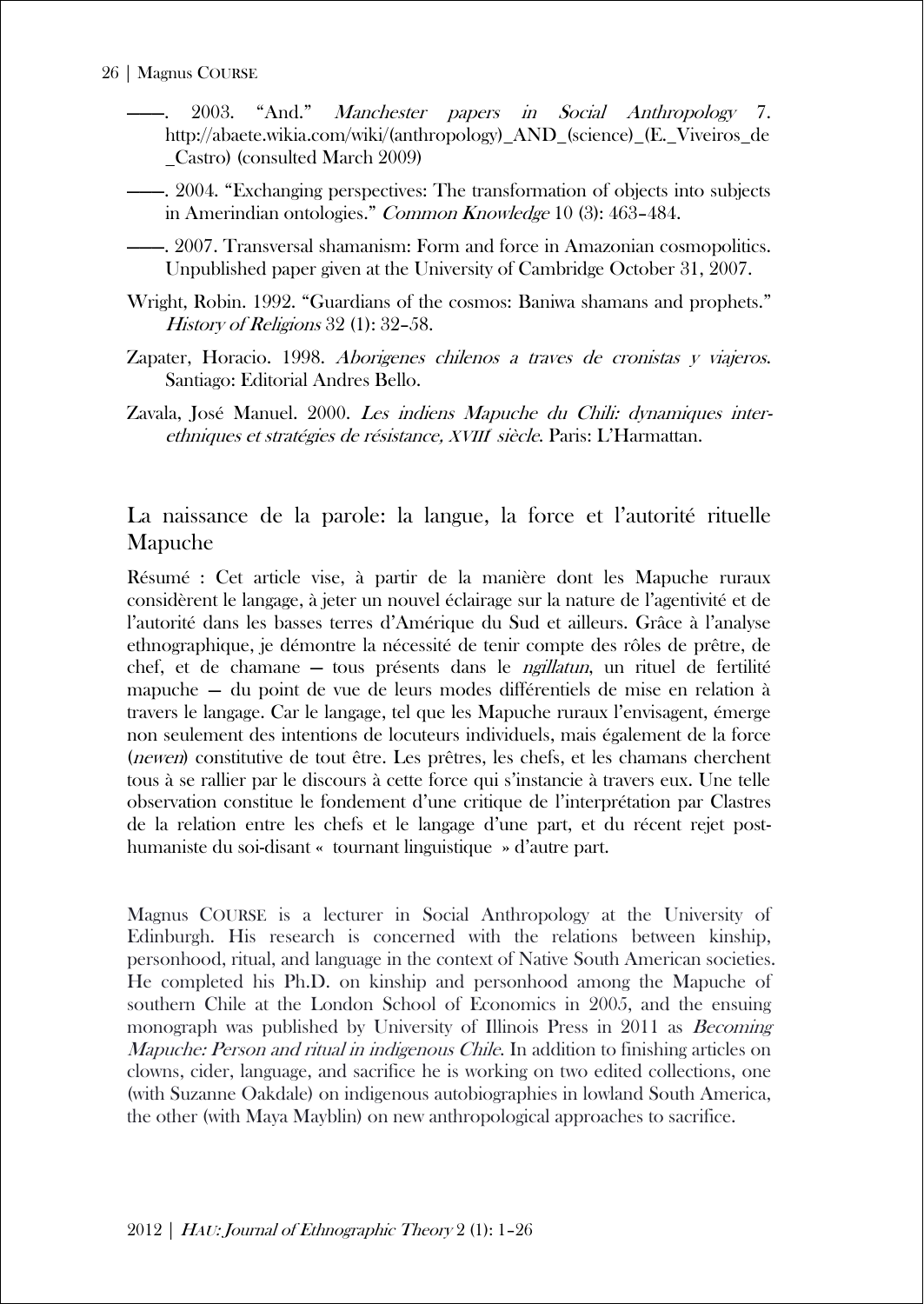——. 2003. "And." *Manchester papers in Social Anthropology* 7. http://abaete.wikia.com/wiki/(anthropology)_AND_(science)_(E._Viveiros_de_Castro) (consulted March 2009)

——. 2004. "Exchanging perspectives: The transformation of objects into subjects in Amerindian ontologies." *Common Knowledge* 10 (3): 463–484.

——. 2007. Transversal shamanism: Form and force in Amazonian cosmopolitics. Unpublished paper given at the University of Cambridge October 31, 2007.

Wright, Robin. 1992. "Guardians of the cosmos: Baniwa shamans and prophets." *History of Religions* 32 (1): 32–58.

Zapater, Horacio. 1998. *Aborigenes chilenos a traves de cronistas y viajeros*. Santiago: Editorial Andres Bello.

Zavala, José Manuel. 2000. *Les indiens Mapuche du Chili: dynamiques inter-ethniques et stratégies de résistance, XVIII[e] siècle*. Paris: L'Harmattan.

## La naissance de la parole: la langue, la force et l'autorité rituelle Mapuche

Résumé : Cet article vise, à partir de la manière dont les Mapuche ruraux considèrent le langage, à jeter un nouvel éclairage sur la nature de l'agentivité et de l'autorité dans les basses terres d'Amérique du Sud et ailleurs. Grâce à l'analyse ethnographique, je démontre la nécessité de tenir compte des rôles de prêtre, de chef, et de chamane — tous présents dans le *ngillatun*, un rituel de fertilité mapuche — du point de vue de leurs modes différentiels de mise en relation à travers le langage. Car le langage, tel que les Mapuche ruraux l'envisagent, émerge non seulement des intentions de locuteurs individuels, mais également de la force (*newen*) constitutive de tout être. Les prêtres, les chefs, et les chamans cherchent tous à se rallier par le discours à cette force qui s'instancie à travers eux. Une telle observation constitue le fondement d'une critique de l'interprétation par Clastres de la relation entre les chefs et le langage d'une part, et du récent rejet post-humaniste du soi-disant « tournant linguistique » d'autre part.

Magnus COURSE is a lecturer in Social Anthropology at the University of Edinburgh. His research is concerned with the relations between kinship, personhood, ritual, and language in the context of Native South American societies. He completed his Ph.D. on kinship and personhood among the Mapuche of southern Chile at the London School of Economics in 2005, and the ensuing monograph was published by University of Illinois Press in 2011 as *Becoming Mapuche: Person and ritual in indigenous Chile*. In addition to finishing articles on clowns, cider, language, and sacrifice he is working on two edited collections, one (with Suzanne Oakdale) on indigenous autobiographies in lowland South America, the other (with Maya Mayblin) on new anthropological approaches to sacrifice.